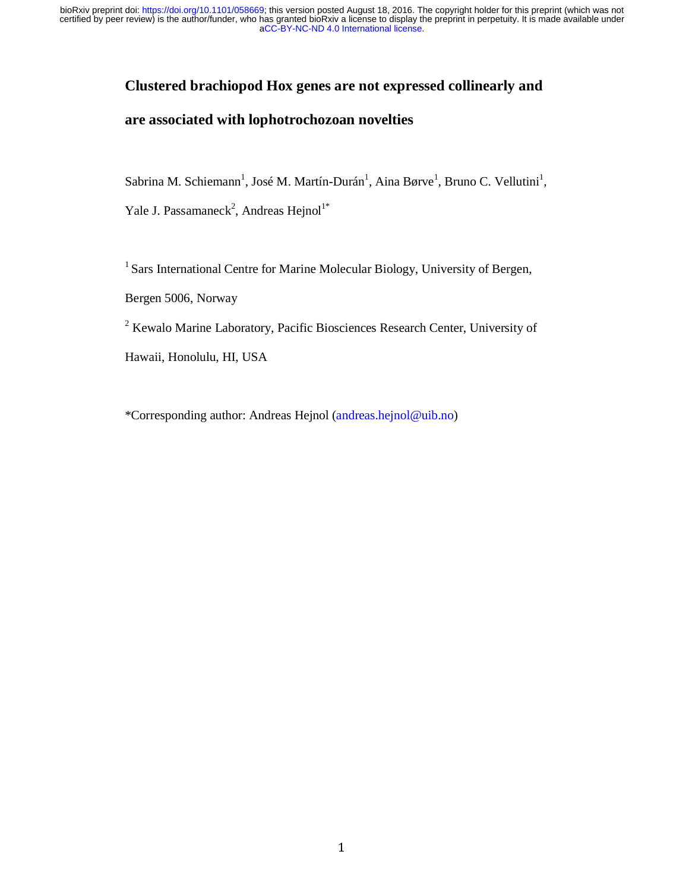# Clustered brachiopod Hox genes are not expressed collinearly and are associated with lophotrochozoan novelties

Sabrina M. Schiemann[1], José M. Martín-Durán[1], Aina Børve[1], Bruno C. Vellutini[1], Yale J. Passamaneck[2], Andreas Hejnol[1*]

[1] Sars International Centre for Marine Molecular Biology, University of Bergen, Bergen 5006, Norway

[2] Kewalo Marine Laboratory, Pacific Biosciences Research Center, University of Hawaii, Honolulu, HI, USA

*Corresponding author: Andreas Hejnol (andreas.hejnol@uib.no)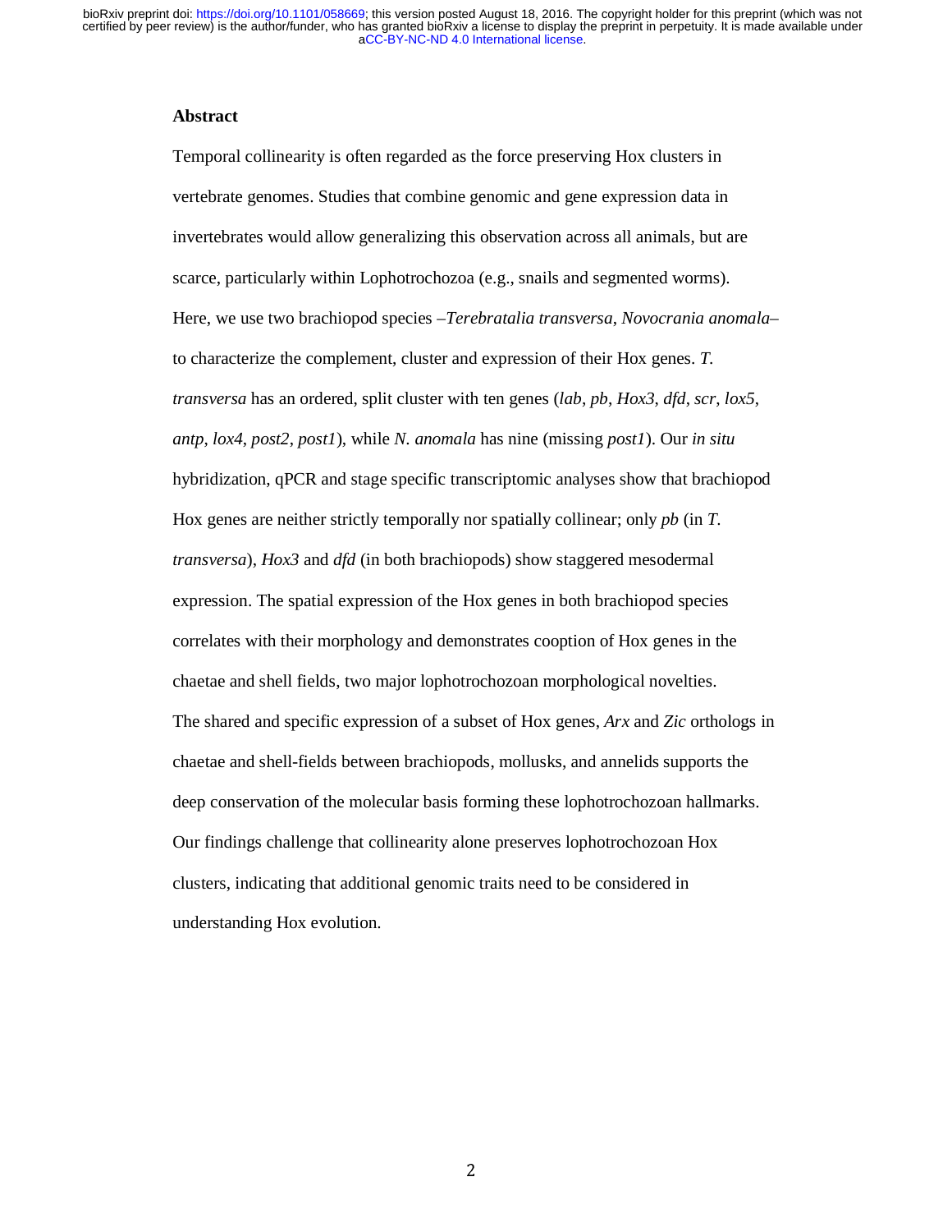## Abstract

Temporal collinearity is often regarded as the force preserving Hox clusters in vertebrate genomes. Studies that combine genomic and gene expression data in invertebrates would allow generalizing this observation across all animals, but are scarce, particularly within Lophotrochozoa (e.g., snails and segmented worms). Here, we use two brachiopod species –*Terebratalia transversa*, *Novocrania anomala*– to characterize the complement, cluster and expression of their Hox genes. *T. transversa* has an ordered, split cluster with ten genes (*lab*, *pb*, *Hox3*, *dfd*, *scr*, *lox5*, *antp*, *lox4*, *post2*, *post1*), while *N. anomala* has nine (missing *post1*). Our *in situ* hybridization, qPCR and stage specific transcriptomic analyses show that brachiopod Hox genes are neither strictly temporally nor spatially collinear; only *pb* (in *T. transversa*), *Hox3* and *dfd* (in both brachiopods) show staggered mesodermal expression. The spatial expression of the Hox genes in both brachiopod species correlates with their morphology and demonstrates cooption of Hox genes in the chaetae and shell fields, two major lophotrochozoan morphological novelties. The shared and specific expression of a subset of Hox genes, *Arx* and *Zic* orthologs in chaetae and shell-fields between brachiopods, mollusks, and annelids supports the deep conservation of the molecular basis forming these lophotrochozoan hallmarks. Our findings challenge that collinearity alone preserves lophotrochozoan Hox clusters, indicating that additional genomic traits need to be considered in understanding Hox evolution.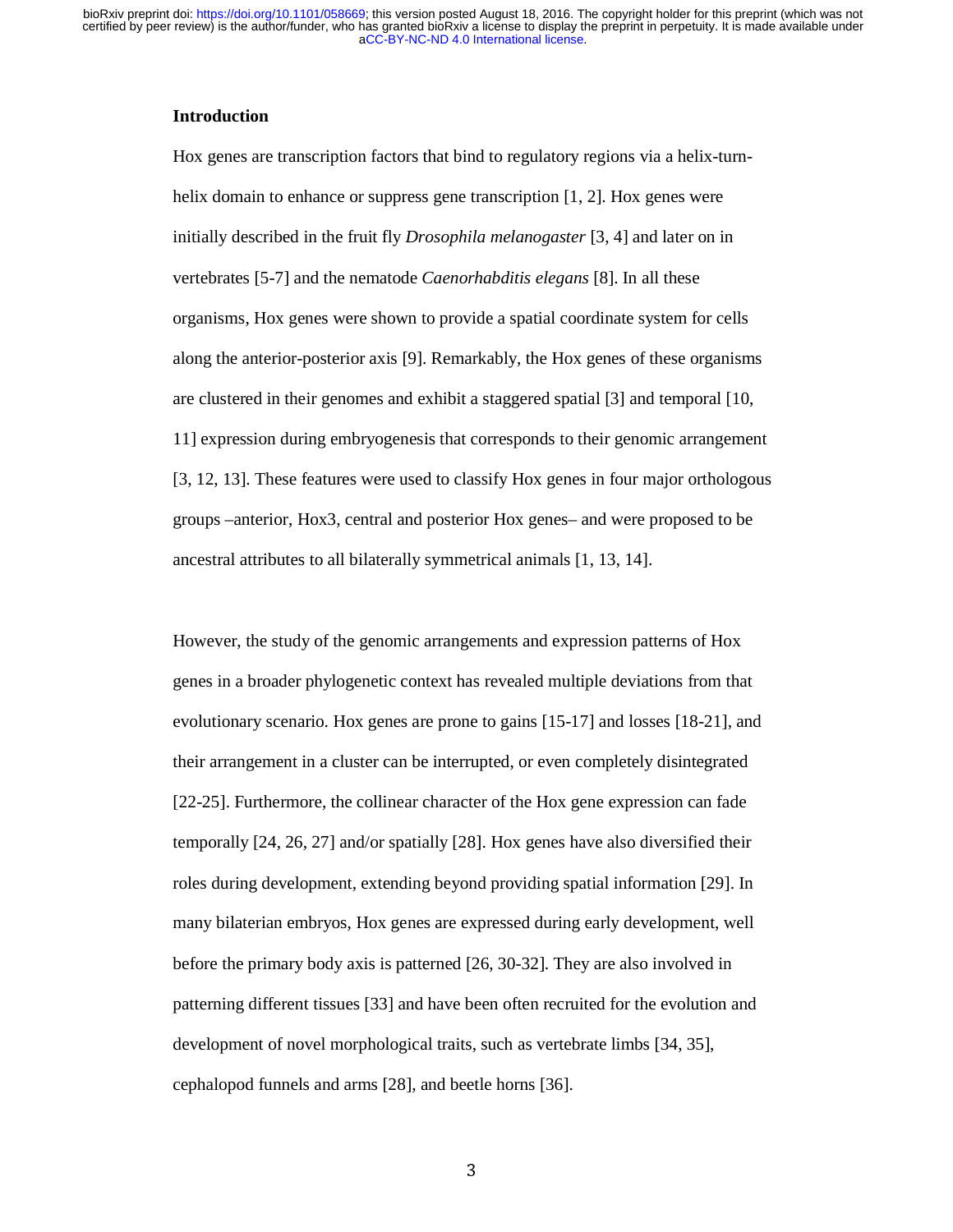## Introduction

Hox genes are transcription factors that bind to regulatory regions via a helix-turn-helix domain to enhance or suppress gene transcription [1, 2]. Hox genes were initially described in the fruit fly *Drosophila melanogaster* [3, 4] and later on in vertebrates [5-7] and the nematode *Caenorhabditis elegans* [8]. In all these organisms, Hox genes were shown to provide a spatial coordinate system for cells along the anterior-posterior axis [9]. Remarkably, the Hox genes of these organisms are clustered in their genomes and exhibit a staggered spatial [3] and temporal [10, 11] expression during embryogenesis that corresponds to their genomic arrangement [3, 12, 13]. These features were used to classify Hox genes in four major orthologous groups –anterior, Hox3, central and posterior Hox genes– and were proposed to be ancestral attributes to all bilaterally symmetrical animals [1, 13, 14].

However, the study of the genomic arrangements and expression patterns of Hox genes in a broader phylogenetic context has revealed multiple deviations from that evolutionary scenario. Hox genes are prone to gains [15-17] and losses [18-21], and their arrangement in a cluster can be interrupted, or even completely disintegrated [22-25]. Furthermore, the collinear character of the Hox gene expression can fade temporally [24, 26, 27] and/or spatially [28]. Hox genes have also diversified their roles during development, extending beyond providing spatial information [29]. In many bilaterian embryos, Hox genes are expressed during early development, well before the primary body axis is patterned [26, 30-32]. They are also involved in patterning different tissues [33] and have been often recruited for the evolution and development of novel morphological traits, such as vertebrate limbs [34, 35], cephalopod funnels and arms [28], and beetle horns [36].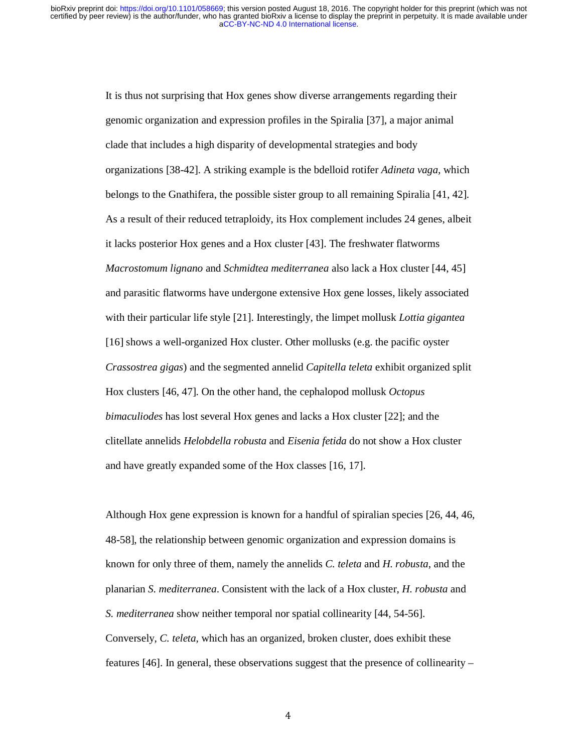It is thus not surprising that Hox genes show diverse arrangements regarding their genomic organization and expression profiles in the Spiralia [37], a major animal clade that includes a high disparity of developmental strategies and body organizations [38-42]. A striking example is the bdelloid rotifer *Adineta vaga*, which belongs to the Gnathifera, the possible sister group to all remaining Spiralia [41, 42]. As a result of their reduced tetraploidy, its Hox complement includes 24 genes, albeit it lacks posterior Hox genes and a Hox cluster [43]. The freshwater flatworms *Macrostomum lignano* and *Schmidtea mediterranea* also lack a Hox cluster [44, 45] and parasitic flatworms have undergone extensive Hox gene losses, likely associated with their particular life style [21]. Interestingly, the limpet mollusk *Lottia gigantea* [16] shows a well-organized Hox cluster. Other mollusks (e.g. the pacific oyster *Crassostrea gigas*) and the segmented annelid *Capitella teleta* exhibit organized split Hox clusters [46, 47]. On the other hand, the cephalopod mollusk *Octopus bimaculiodes* has lost several Hox genes and lacks a Hox cluster [22]; and the clitellate annelids *Helobdella robusta* and *Eisenia fetida* do not show a Hox cluster and have greatly expanded some of the Hox classes [16, 17].

Although Hox gene expression is known for a handful of spiralian species [26, 44, 46, 48-58], the relationship between genomic organization and expression domains is known for only three of them, namely the annelids *C. teleta* and *H. robusta*, and the planarian *S. mediterranea*. Consistent with the lack of a Hox cluster, *H. robusta* and *S. mediterranea* show neither temporal nor spatial collinearity [44, 54-56]. Conversely, *C. teleta*, which has an organized, broken cluster, does exhibit these features [46]. In general, these observations suggest that the presence of collinearity –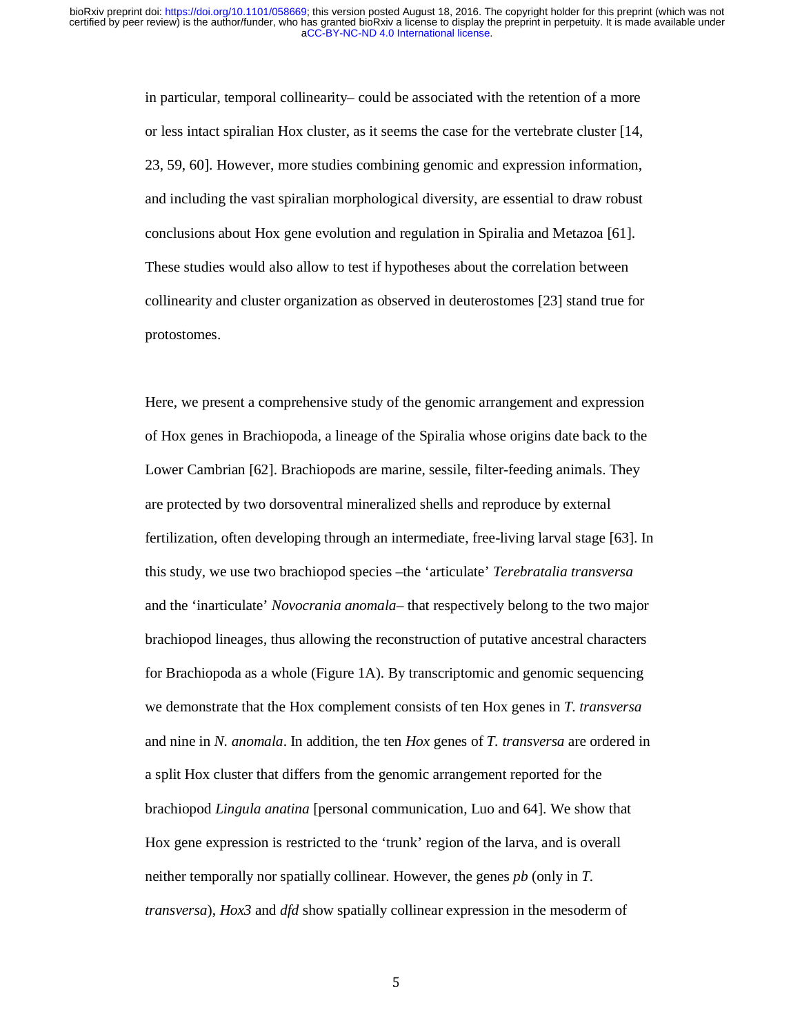in particular, temporal collinearity– could be associated with the retention of a more or less intact spiralian Hox cluster, as it seems the case for the vertebrate cluster [14, 23, 59, 60]. However, more studies combining genomic and expression information, and including the vast spiralian morphological diversity, are essential to draw robust conclusions about Hox gene evolution and regulation in Spiralia and Metazoa [61]. These studies would also allow to test if hypotheses about the correlation between collinearity and cluster organization as observed in deuterostomes [23] stand true for protostomes.

Here, we present a comprehensive study of the genomic arrangement and expression of Hox genes in Brachiopoda, a lineage of the Spiralia whose origins date back to the Lower Cambrian [62]. Brachiopods are marine, sessile, filter-feeding animals. They are protected by two dorsoventral mineralized shells and reproduce by external fertilization, often developing through an intermediate, free-living larval stage [63]. In this study, we use two brachiopod species –the 'articulate' *Terebratalia transversa* and the 'inarticulate' *Novocrania anomala*– that respectively belong to the two major brachiopod lineages, thus allowing the reconstruction of putative ancestral characters for Brachiopoda as a whole (Figure 1A). By transcriptomic and genomic sequencing we demonstrate that the Hox complement consists of ten Hox genes in *T. transversa* and nine in *N. anomala*. In addition, the ten *Hox* genes of *T. transversa* are ordered in a split Hox cluster that differs from the genomic arrangement reported for the brachiopod *Lingula anatina* [personal communication, Luo and 64]. We show that Hox gene expression is restricted to the 'trunk' region of the larva, and is overall neither temporally nor spatially collinear. However, the genes *pb* (only in *T. transversa*), *Hox3* and *dfd* show spatially collinear expression in the mesoderm of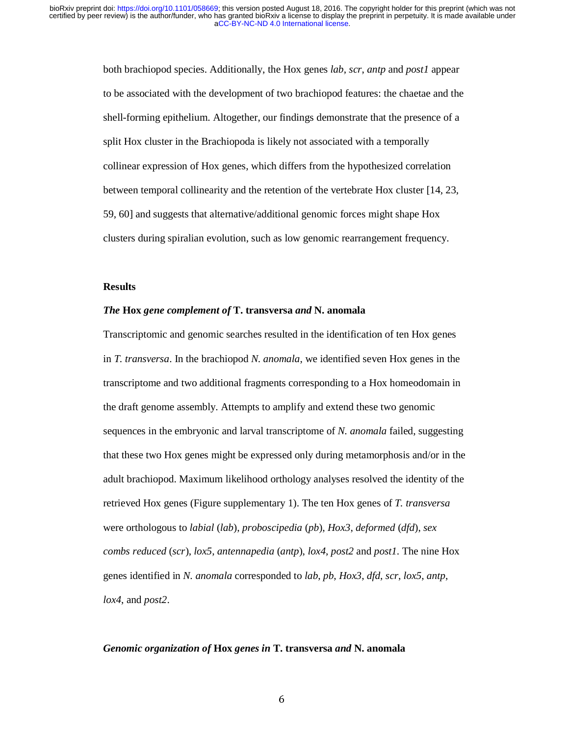both brachiopod species. Additionally, the Hox genes *lab*, *scr*, *antp* and *post1* appear to be associated with the development of two brachiopod features: the chaetae and the shell-forming epithelium. Altogether, our findings demonstrate that the presence of a split Hox cluster in the Brachiopoda is likely not associated with a temporally collinear expression of Hox genes, which differs from the hypothesized correlation between temporal collinearity and the retention of the vertebrate Hox cluster [14, 23, 59, 60] and suggests that alternative/additional genomic forces might shape Hox clusters during spiralian evolution, such as low genomic rearrangement frequency.

## Results

### *The* **Hox** *gene complement of* **T. transversa** *and* **N. anomala**

Transcriptomic and genomic searches resulted in the identification of ten Hox genes in *T. transversa*. In the brachiopod *N. anomala*, we identified seven Hox genes in the transcriptome and two additional fragments corresponding to a Hox homeodomain in the draft genome assembly. Attempts to amplify and extend these two genomic sequences in the embryonic and larval transcriptome of *N. anomala* failed, suggesting that these two Hox genes might be expressed only during metamorphosis and/or in the adult brachiopod. Maximum likelihood orthology analyses resolved the identity of the retrieved Hox genes (Figure supplementary 1). The ten Hox genes of *T. transversa* were orthologous to *labial* (*lab*), *proboscipedia* (*pb*), *Hox3*, *deformed* (*dfd*), *sex combs reduced* (*scr*), *lox5*, *antennapedia* (*antp*), *lox4*, *post2* and *post1*. The nine Hox genes identified in *N. anomala* corresponded to *lab*, *pb*, *Hox3*, *dfd*, *scr*, *lox5*, *antp*, *lox4*, and *post2*.

### *Genomic organization of* **Hox** *genes in* **T. transversa** *and* **N. anomala**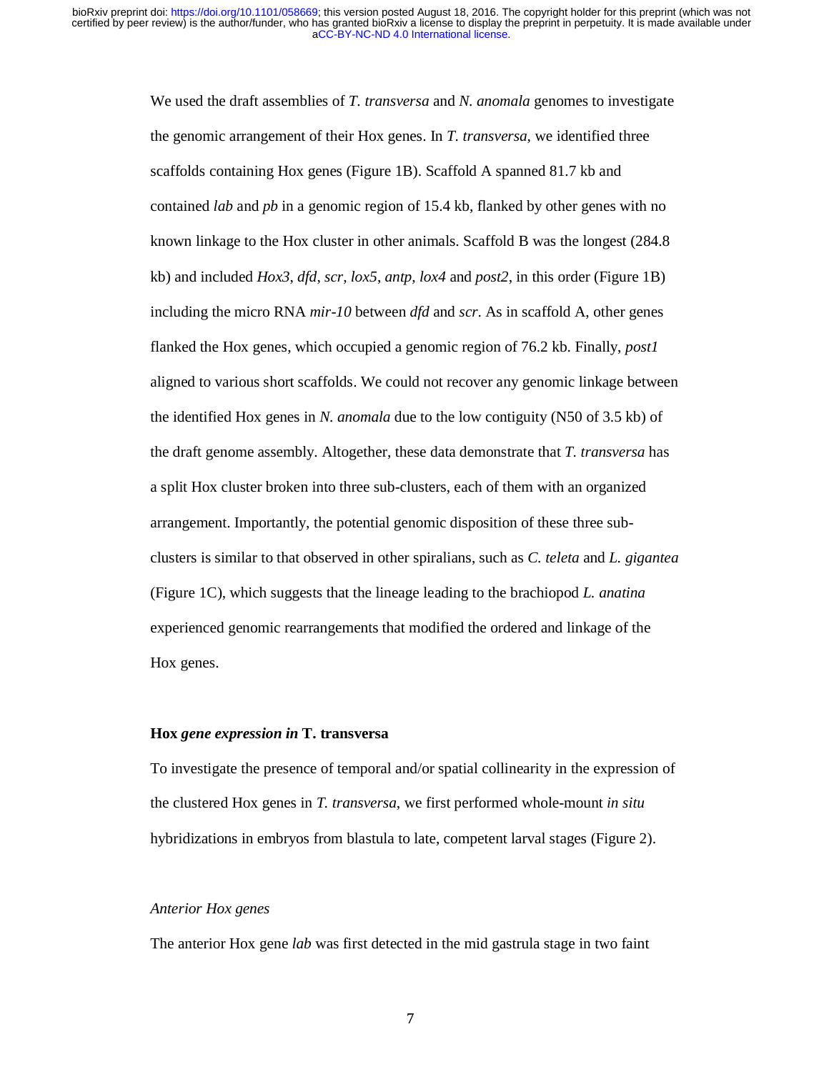We used the draft assemblies of *T. transversa* and *N. anomala* genomes to investigate the genomic arrangement of their Hox genes. In *T. transversa*, we identified three scaffolds containing Hox genes (Figure 1B). Scaffold A spanned 81.7 kb and contained *lab* and *pb* in a genomic region of 15.4 kb, flanked by other genes with no known linkage to the Hox cluster in other animals. Scaffold B was the longest (284.8 kb) and included *Hox3*, *dfd*, *scr*, *lox5*, *antp*, *lox4* and *post2*, in this order (Figure 1B) including the micro RNA *mir-10* between *dfd* and *scr*. As in scaffold A, other genes flanked the Hox genes, which occupied a genomic region of 76.2 kb. Finally, *post1* aligned to various short scaffolds. We could not recover any genomic linkage between the identified Hox genes in *N. anomala* due to the low contiguity (N50 of 3.5 kb) of the draft genome assembly. Altogether, these data demonstrate that *T. transversa* has a split Hox cluster broken into three sub-clusters, each of them with an organized arrangement. Importantly, the potential genomic disposition of these three sub-clusters is similar to that observed in other spiralians, such as *C. teleta* and *L. gigantea* (Figure 1C), which suggests that the lineage leading to the brachiopod *L. anatina* experienced genomic rearrangements that modified the ordered and linkage of the Hox genes.

### **Hox *gene expression in* T. transversa**

To investigate the presence of temporal and/or spatial collinearity in the expression of the clustered Hox genes in *T. transversa*, we first performed whole-mount *in situ* hybridizations in embryos from blastula to late, competent larval stages (Figure 2).

#### *Anterior Hox genes*

The anterior Hox gene *lab* was first detected in the mid gastrula stage in two faint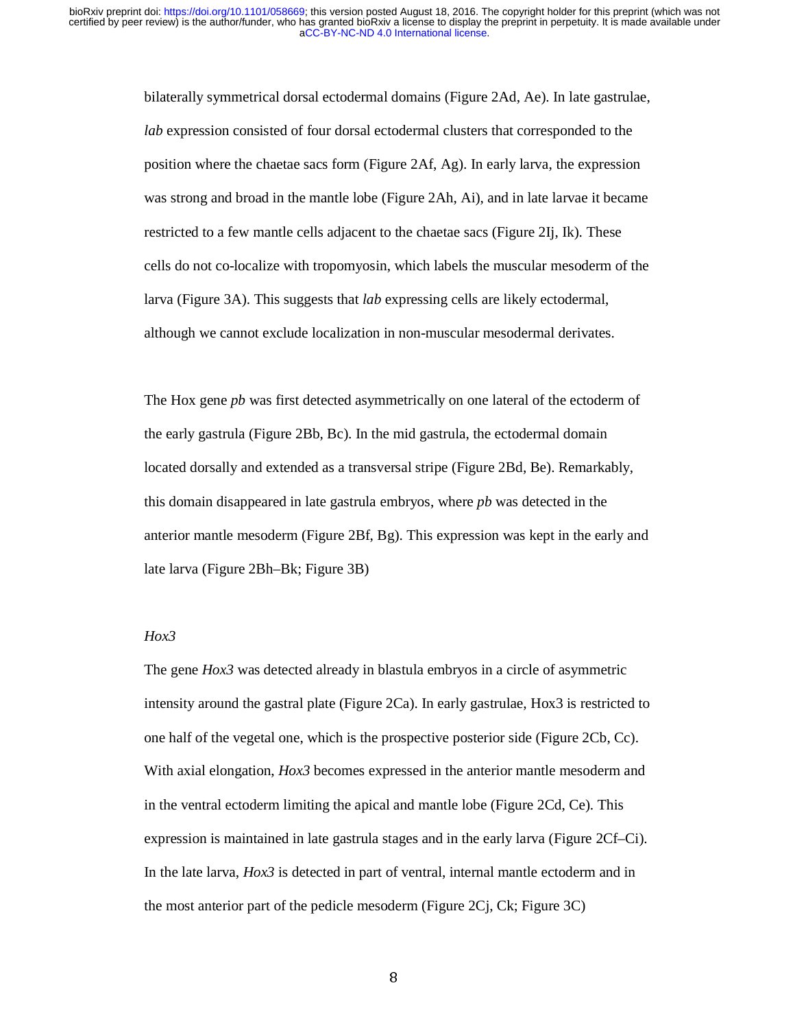bilaterally symmetrical dorsal ectodermal domains (Figure 2Ad, Ae). In late gastrulae, *lab* expression consisted of four dorsal ectodermal clusters that corresponded to the position where the chaetae sacs form (Figure 2Af, Ag). In early larva, the expression was strong and broad in the mantle lobe (Figure 2Ah, Ai), and in late larvae it became restricted to a few mantle cells adjacent to the chaetae sacs (Figure 2Ij, Ik). These cells do not co-localize with tropomyosin, which labels the muscular mesoderm of the larva (Figure 3A). This suggests that *lab* expressing cells are likely ectodermal, although we cannot exclude localization in non-muscular mesodermal derivates.

The Hox gene *pb* was first detected asymmetrically on one lateral of the ectoderm of the early gastrula (Figure 2Bb, Bc). In the mid gastrula, the ectodermal domain located dorsally and extended as a transversal stripe (Figure 2Bd, Be). Remarkably, this domain disappeared in late gastrula embryos, where *pb* was detected in the anterior mantle mesoderm (Figure 2Bf, Bg). This expression was kept in the early and late larva (Figure 2Bh–Bk; Figure 3B)

*Hox3*

The gene *Hox3* was detected already in blastula embryos in a circle of asymmetric intensity around the gastral plate (Figure 2Ca). In early gastrulae, Hox3 is restricted to one half of the vegetal one, which is the prospective posterior side (Figure 2Cb, Cc). With axial elongation, *Hox3* becomes expressed in the anterior mantle mesoderm and in the ventral ectoderm limiting the apical and mantle lobe (Figure 2Cd, Ce). This expression is maintained in late gastrula stages and in the early larva (Figure 2Cf–Ci). In the late larva, *Hox3* is detected in part of ventral, internal mantle ectoderm and in the most anterior part of the pedicle mesoderm (Figure 2Cj, Ck; Figure 3C)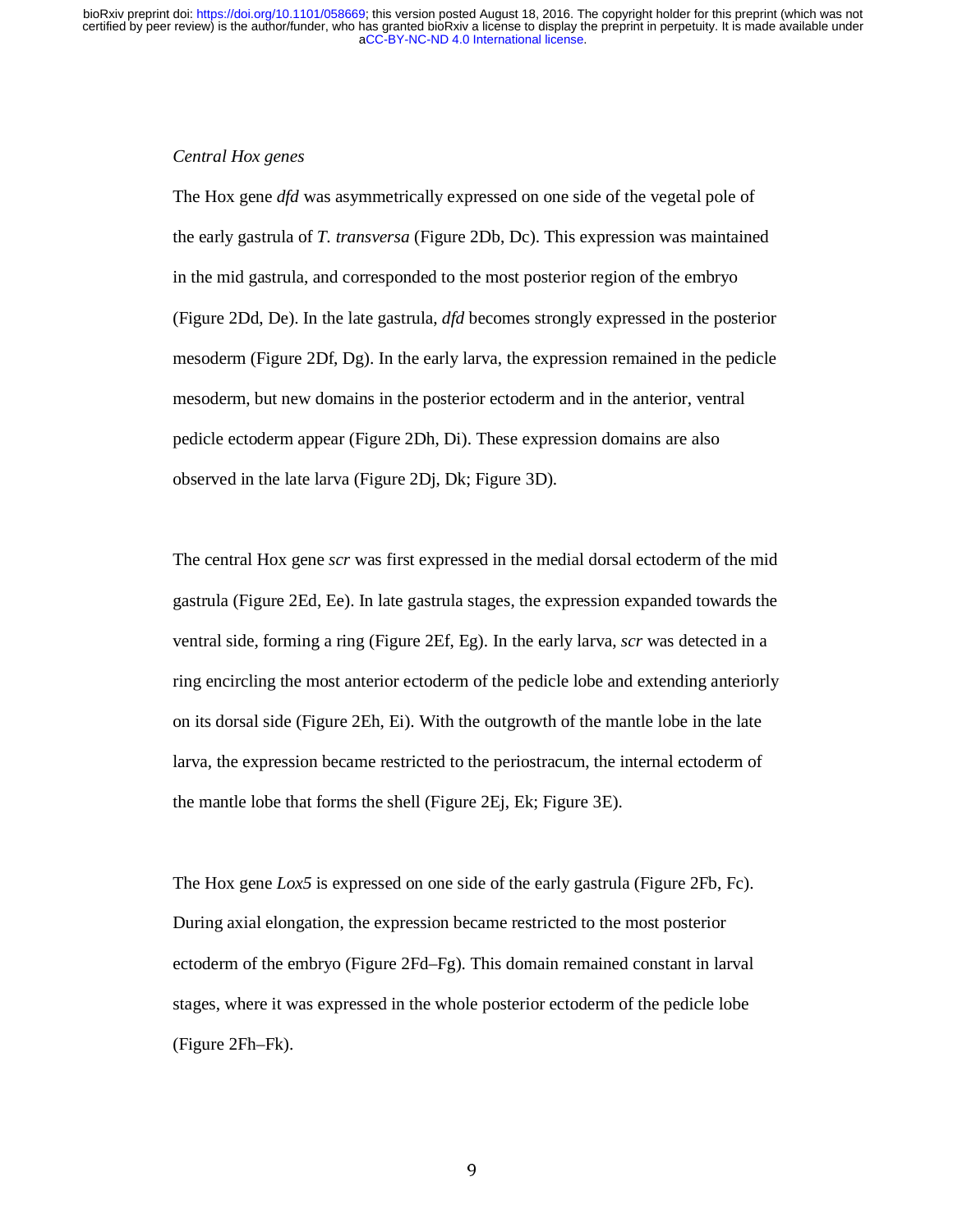*Central Hox genes*

The Hox gene *dfd* was asymmetrically expressed on one side of the vegetal pole of the early gastrula of *T. transversa* (Figure 2Db, Dc). This expression was maintained in the mid gastrula, and corresponded to the most posterior region of the embryo (Figure 2Dd, De). In the late gastrula, *dfd* becomes strongly expressed in the posterior mesoderm (Figure 2Df, Dg). In the early larva, the expression remained in the pedicle mesoderm, but new domains in the posterior ectoderm and in the anterior, ventral pedicle ectoderm appear (Figure 2Dh, Di). These expression domains are also observed in the late larva (Figure 2Dj, Dk; Figure 3D).

The central Hox gene *scr* was first expressed in the medial dorsal ectoderm of the mid gastrula (Figure 2Ed, Ee). In late gastrula stages, the expression expanded towards the ventral side, forming a ring (Figure 2Ef, Eg). In the early larva, *scr* was detected in a ring encircling the most anterior ectoderm of the pedicle lobe and extending anteriorly on its dorsal side (Figure 2Eh, Ei). With the outgrowth of the mantle lobe in the late larva, the expression became restricted to the periostracum, the internal ectoderm of the mantle lobe that forms the shell (Figure 2Ej, Ek; Figure 3E).

The Hox gene *Lox5* is expressed on one side of the early gastrula (Figure 2Fb, Fc). During axial elongation, the expression became restricted to the most posterior ectoderm of the embryo (Figure 2Fd–Fg). This domain remained constant in larval stages, where it was expressed in the whole posterior ectoderm of the pedicle lobe (Figure 2Fh–Fk).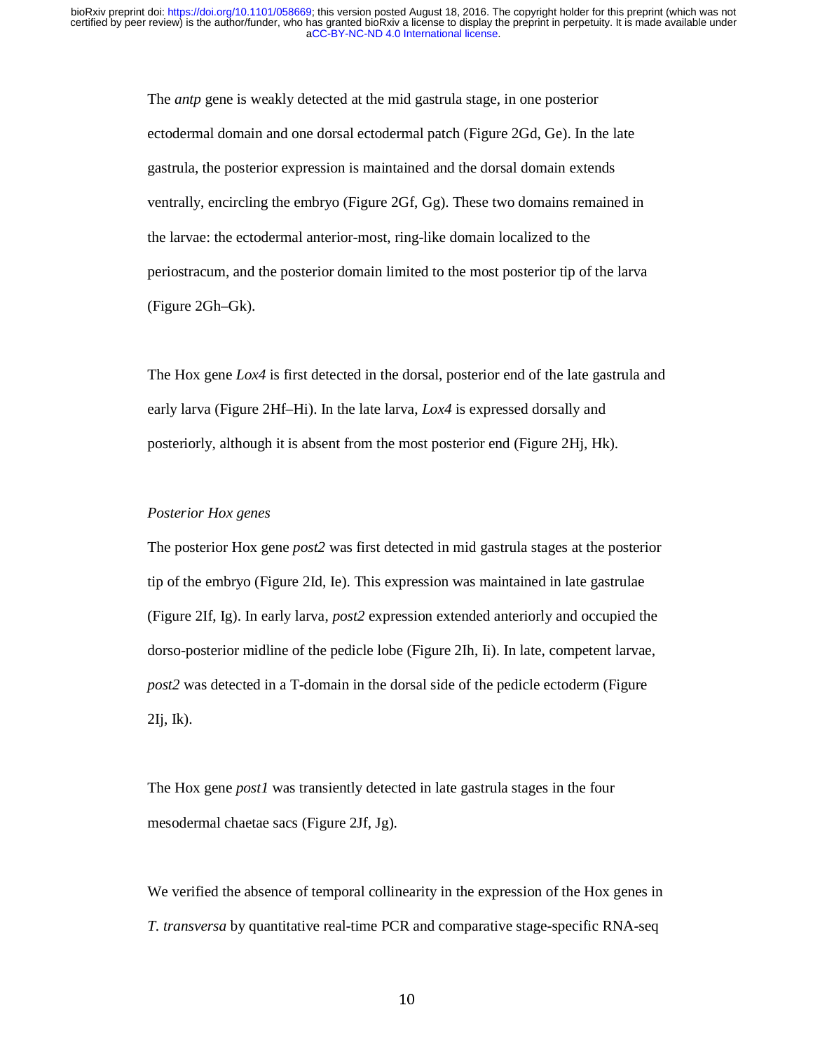The *antp* gene is weakly detected at the mid gastrula stage, in one posterior ectodermal domain and one dorsal ectodermal patch (Figure 2Gd, Ge). In the late gastrula, the posterior expression is maintained and the dorsal domain extends ventrally, encircling the embryo (Figure 2Gf, Gg). These two domains remained in the larvae: the ectodermal anterior-most, ring-like domain localized to the periostracum, and the posterior domain limited to the most posterior tip of the larva (Figure 2Gh–Gk).

The Hox gene *Lox4* is first detected in the dorsal, posterior end of the late gastrula and early larva (Figure 2Hf–Hi). In the late larva, *Lox4* is expressed dorsally and posteriorly, although it is absent from the most posterior end (Figure 2Hj, Hk).

*Posterior Hox genes*

The posterior Hox gene *post2* was first detected in mid gastrula stages at the posterior tip of the embryo (Figure 2Id, Ie). This expression was maintained in late gastrulae (Figure 2If, Ig). In early larva, *post2* expression extended anteriorly and occupied the dorso-posterior midline of the pedicle lobe (Figure 2Ih, Ii). In late, competent larvae, *post2* was detected in a T-domain in the dorsal side of the pedicle ectoderm (Figure 2Ij, Ik).

The Hox gene *post1* was transiently detected in late gastrula stages in the four mesodermal chaetae sacs (Figure 2Jf, Jg).

We verified the absence of temporal collinearity in the expression of the Hox genes in *T. transversa* by quantitative real-time PCR and comparative stage-specific RNA-seq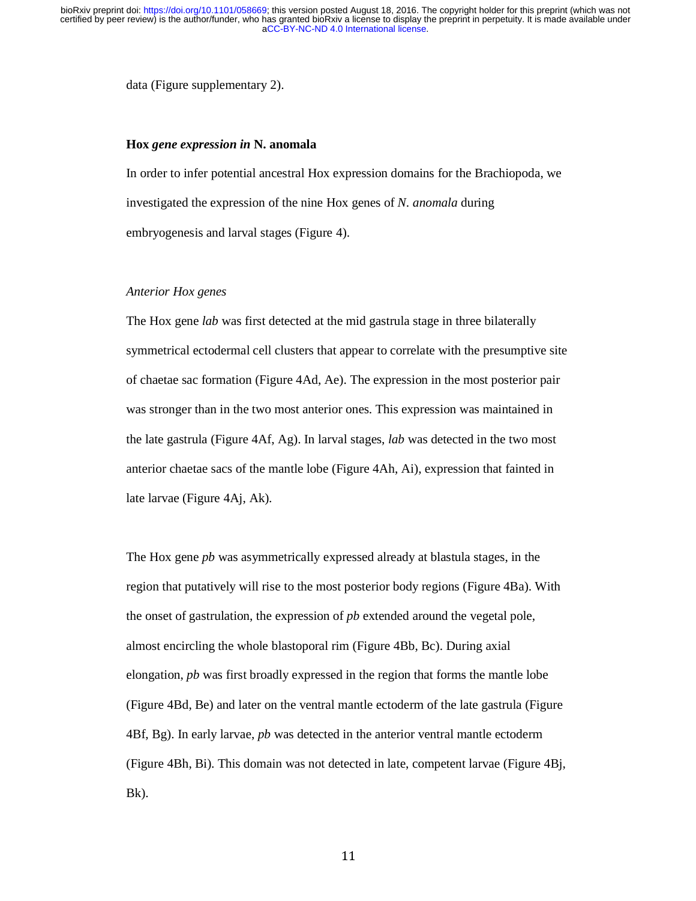data (Figure supplementary 2).

### Hox *gene expression in* N. anomala

In order to infer potential ancestral Hox expression domains for the Brachiopoda, we investigated the expression of the nine Hox genes of *N. anomala* during embryogenesis and larval stages (Figure 4).

#### *Anterior Hox genes*

The Hox gene *lab* was first detected at the mid gastrula stage in three bilaterally symmetrical ectodermal cell clusters that appear to correlate with the presumptive site of chaetae sac formation (Figure 4Ad, Ae). The expression in the most posterior pair was stronger than in the two most anterior ones. This expression was maintained in the late gastrula (Figure 4Af, Ag). In larval stages, *lab* was detected in the two most anterior chaetae sacs of the mantle lobe (Figure 4Ah, Ai), expression that fainted in late larvae (Figure 4Aj, Ak).

The Hox gene *pb* was asymmetrically expressed already at blastula stages, in the region that putatively will rise to the most posterior body regions (Figure 4Ba). With the onset of gastrulation, the expression of *pb* extended around the vegetal pole, almost encircling the whole blastoporal rim (Figure 4Bb, Bc). During axial elongation, *pb* was first broadly expressed in the region that forms the mantle lobe (Figure 4Bd, Be) and later on the ventral mantle ectoderm of the late gastrula (Figure 4Bf, Bg). In early larvae, *pb* was detected in the anterior ventral mantle ectoderm (Figure 4Bh, Bi). This domain was not detected in late, competent larvae (Figure 4Bj, Bk).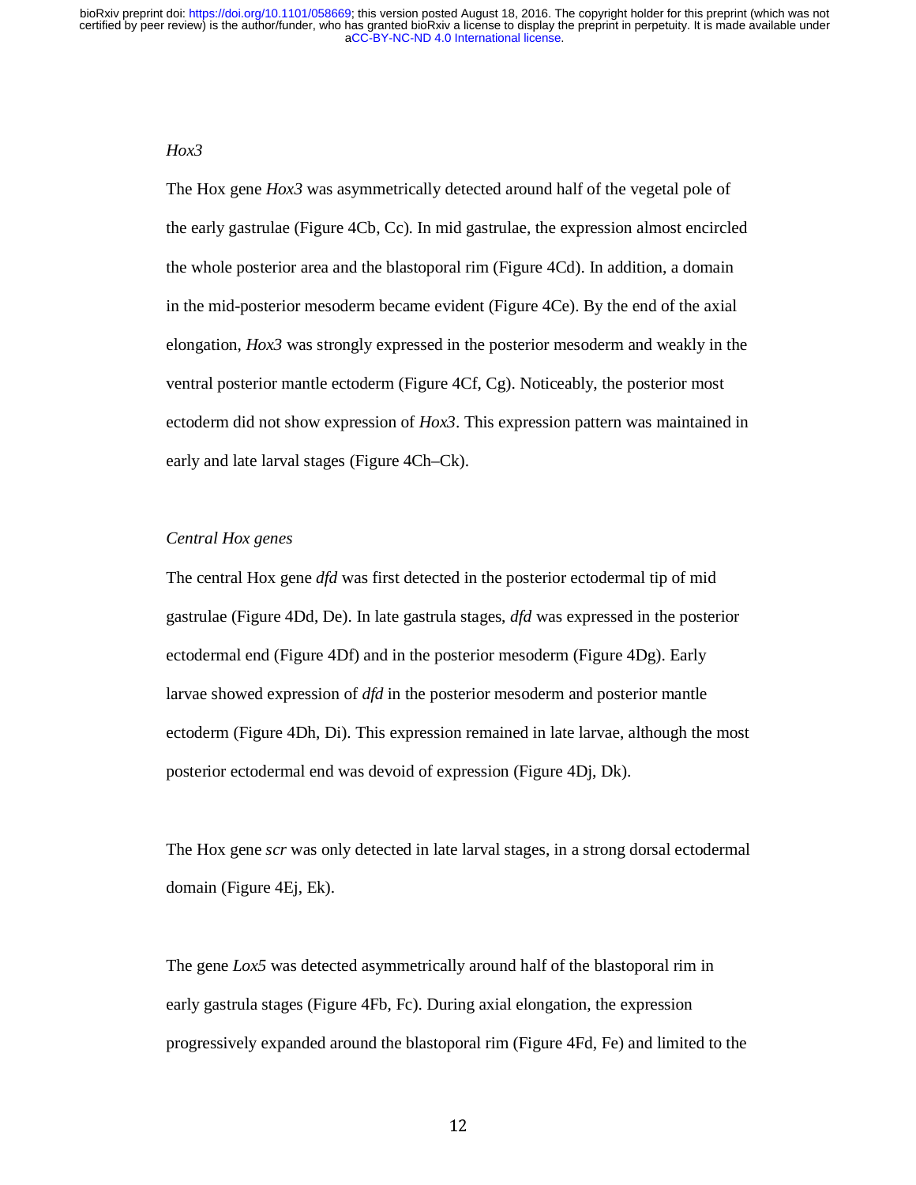*Hox3*

The Hox gene *Hox3* was asymmetrically detected around half of the vegetal pole of the early gastrulae (Figure 4Cb, Cc). In mid gastrulae, the expression almost encircled the whole posterior area and the blastoporal rim (Figure 4Cd). In addition, a domain in the mid-posterior mesoderm became evident (Figure 4Ce). By the end of the axial elongation, *Hox3* was strongly expressed in the posterior mesoderm and weakly in the ventral posterior mantle ectoderm (Figure 4Cf, Cg). Noticeably, the posterior most ectoderm did not show expression of *Hox3*. This expression pattern was maintained in early and late larval stages (Figure 4Ch–Ck).

*Central Hox genes*

The central Hox gene *dfd* was first detected in the posterior ectodermal tip of mid gastrulae (Figure 4Dd, De). In late gastrula stages, *dfd* was expressed in the posterior ectodermal end (Figure 4Df) and in the posterior mesoderm (Figure 4Dg). Early larvae showed expression of *dfd* in the posterior mesoderm and posterior mantle ectoderm (Figure 4Dh, Di). This expression remained in late larvae, although the most posterior ectodermal end was devoid of expression (Figure 4Dj, Dk).

The Hox gene *scr* was only detected in late larval stages, in a strong dorsal ectodermal domain (Figure 4Ej, Ek).

The gene *Lox5* was detected asymmetrically around half of the blastoporal rim in early gastrula stages (Figure 4Fb, Fc). During axial elongation, the expression progressively expanded around the blastoporal rim (Figure 4Fd, Fe) and limited to the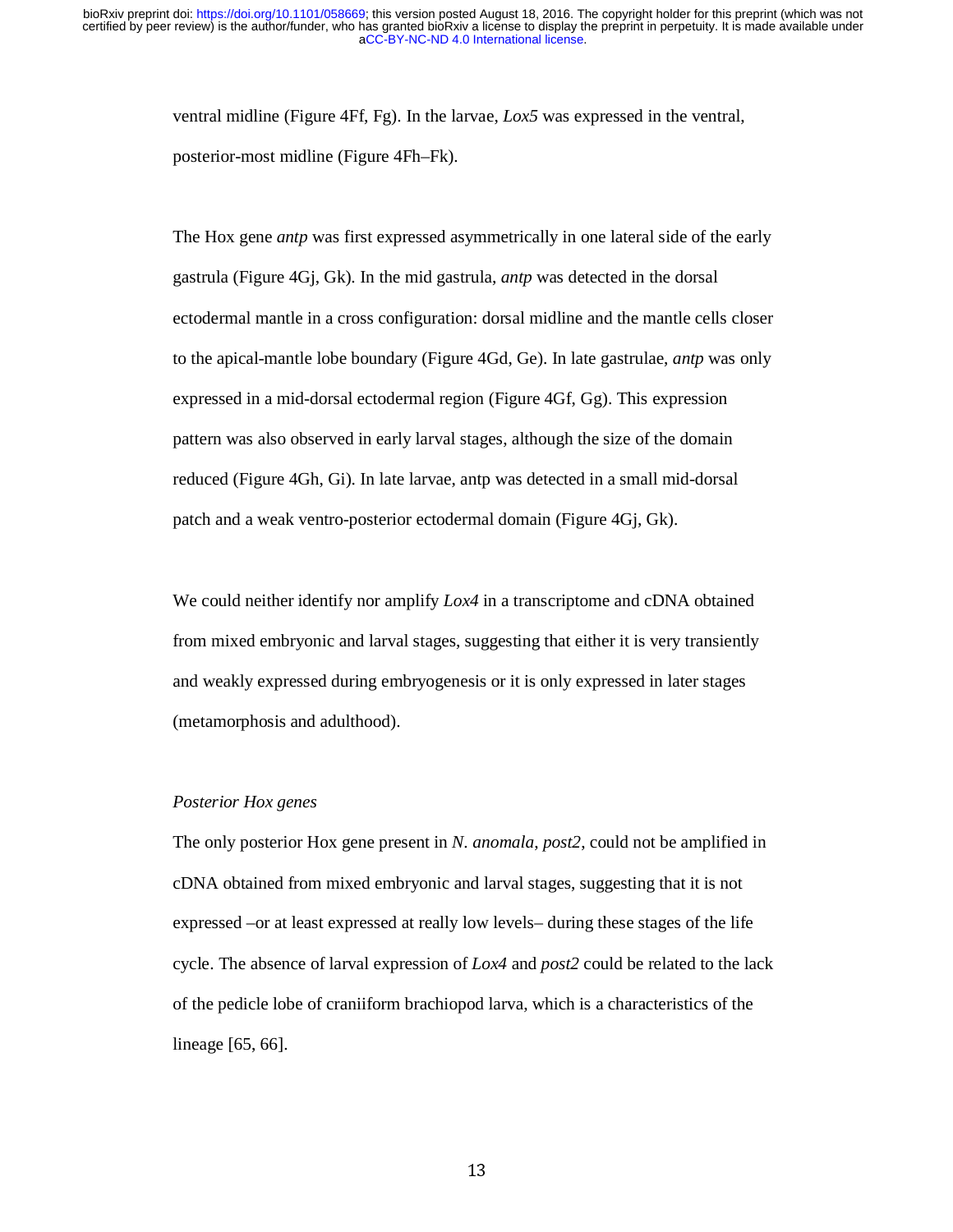ventral midline (Figure 4Ff, Fg). In the larvae, *Lox5* was expressed in the ventral, posterior-most midline (Figure 4Fh–Fk).

The Hox gene *antp* was first expressed asymmetrically in one lateral side of the early gastrula (Figure 4Gj, Gk). In the mid gastrula, *antp* was detected in the dorsal ectodermal mantle in a cross configuration: dorsal midline and the mantle cells closer to the apical-mantle lobe boundary (Figure 4Gd, Ge). In late gastrulae, *antp* was only expressed in a mid-dorsal ectodermal region (Figure 4Gf, Gg). This expression pattern was also observed in early larval stages, although the size of the domain reduced (Figure 4Gh, Gi). In late larvae, antp was detected in a small mid-dorsal patch and a weak ventro-posterior ectodermal domain (Figure 4Gj, Gk).

We could neither identify nor amplify *Lox4* in a transcriptome and cDNA obtained from mixed embryonic and larval stages, suggesting that either it is very transiently and weakly expressed during embryogenesis or it is only expressed in later stages (metamorphosis and adulthood).

*Posterior Hox genes*

The only posterior Hox gene present in *N. anomala*, *post2*, could not be amplified in cDNA obtained from mixed embryonic and larval stages, suggesting that it is not expressed –or at least expressed at really low levels– during these stages of the life cycle. The absence of larval expression of *Lox4* and *post2* could be related to the lack of the pedicle lobe of craniiform brachiopod larva, which is a characteristics of the lineage [65, 66].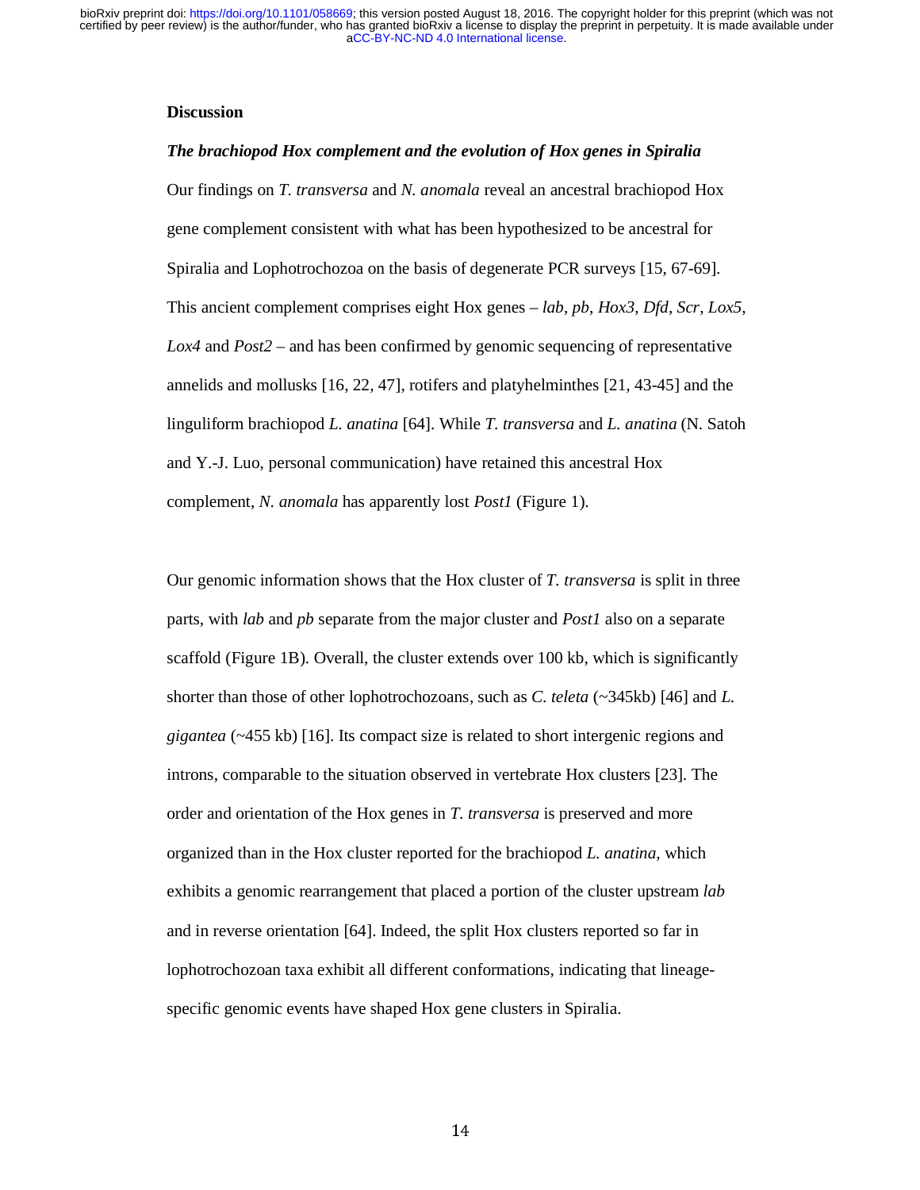## Discussion

### *The brachiopod Hox complement and the evolution of Hox genes in Spiralia*

Our findings on *T. transversa* and *N. anomala* reveal an ancestral brachiopod Hox gene complement consistent with what has been hypothesized to be ancestral for Spiralia and Lophotrochozoa on the basis of degenerate PCR surveys [15, 67-69]. This ancient complement comprises eight Hox genes – *lab*, *pb*, *Hox3*, *Dfd*, *Scr*, *Lox5*, *Lox4* and *Post2* – and has been confirmed by genomic sequencing of representative annelids and mollusks [16, 22, 47], rotifers and platyhelminthes [21, 43-45] and the linguliform brachiopod *L. anatina* [64]. While *T. transversa* and *L. anatina* (N. Satoh and Y.-J. Luo, personal communication) have retained this ancestral Hox complement, *N. anomala* has apparently lost *Post1* (Figure 1).

Our genomic information shows that the Hox cluster of *T. transversa* is split in three parts, with *lab* and *pb* separate from the major cluster and *Post1* also on a separate scaffold (Figure 1B). Overall, the cluster extends over 100 kb, which is significantly shorter than those of other lophotrochozoans, such as *C. teleta* (~345kb) [46] and *L. gigantea* (~455 kb) [16]. Its compact size is related to short intergenic regions and introns, comparable to the situation observed in vertebrate Hox clusters [23]. The order and orientation of the Hox genes in *T. transversa* is preserved and more organized than in the Hox cluster reported for the brachiopod *L. anatina*, which exhibits a genomic rearrangement that placed a portion of the cluster upstream *lab* and in reverse orientation [64]. Indeed, the split Hox clusters reported so far in lophotrochozoan taxa exhibit all different conformations, indicating that lineage-specific genomic events have shaped Hox gene clusters in Spiralia.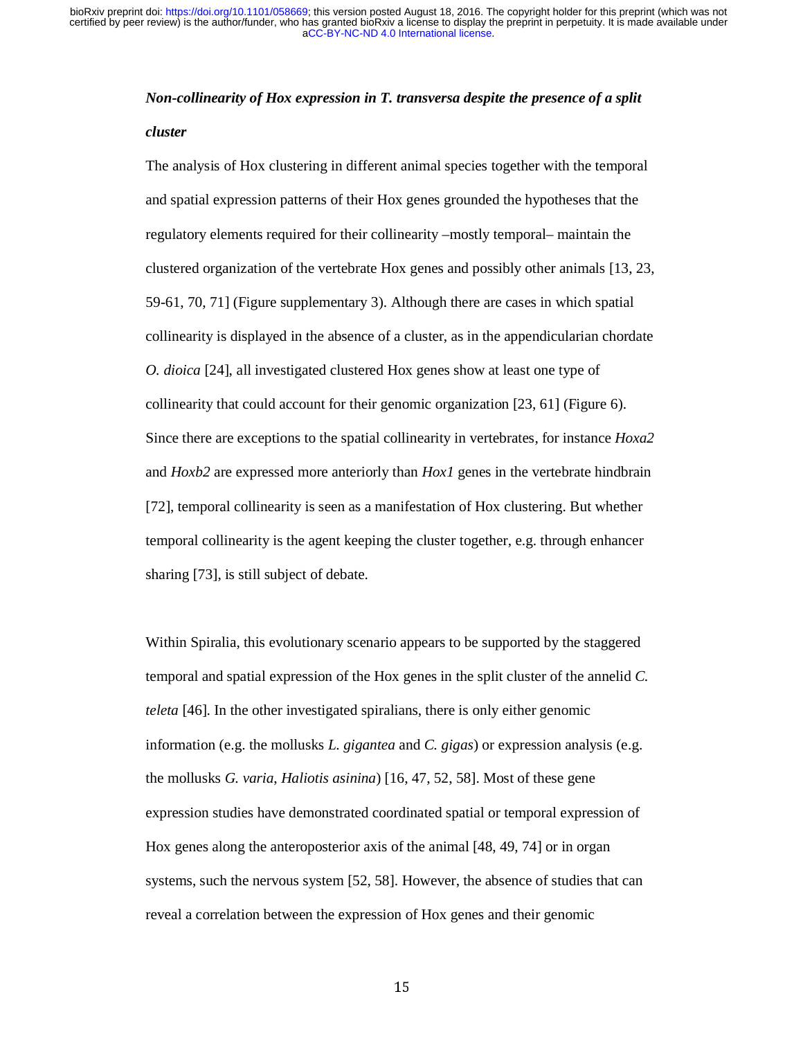***Non-collinearity of Hox expression in T. transversa despite the presence of a split cluster***

The analysis of Hox clustering in different animal species together with the temporal and spatial expression patterns of their Hox genes grounded the hypotheses that the regulatory elements required for their collinearity –mostly temporal– maintain the clustered organization of the vertebrate Hox genes and possibly other animals [13, 23, 59-61, 70, 71] (Figure supplementary 3). Although there are cases in which spatial collinearity is displayed in the absence of a cluster, as in the appendicularian chordate *O. dioica* [24], all investigated clustered Hox genes show at least one type of collinearity that could account for their genomic organization [23, 61] (Figure 6). Since there are exceptions to the spatial collinearity in vertebrates, for instance *Hoxa2* and *Hoxb2* are expressed more anteriorly than *Hox1* genes in the vertebrate hindbrain [72], temporal collinearity is seen as a manifestation of Hox clustering. But whether temporal collinearity is the agent keeping the cluster together, e.g. through enhancer sharing [73], is still subject of debate.

Within Spiralia, this evolutionary scenario appears to be supported by the staggered temporal and spatial expression of the Hox genes in the split cluster of the annelid *C. teleta* [46]. In the other investigated spiralians, there is only either genomic information (e.g. the mollusks *L. gigantea* and *C. gigas*) or expression analysis (e.g. the mollusks *G. varia*, *Haliotis asinina*) [16, 47, 52, 58]. Most of these gene expression studies have demonstrated coordinated spatial or temporal expression of Hox genes along the anteroposterior axis of the animal [48, 49, 74] or in organ systems, such the nervous system [52, 58]. However, the absence of studies that can reveal a correlation between the expression of Hox genes and their genomic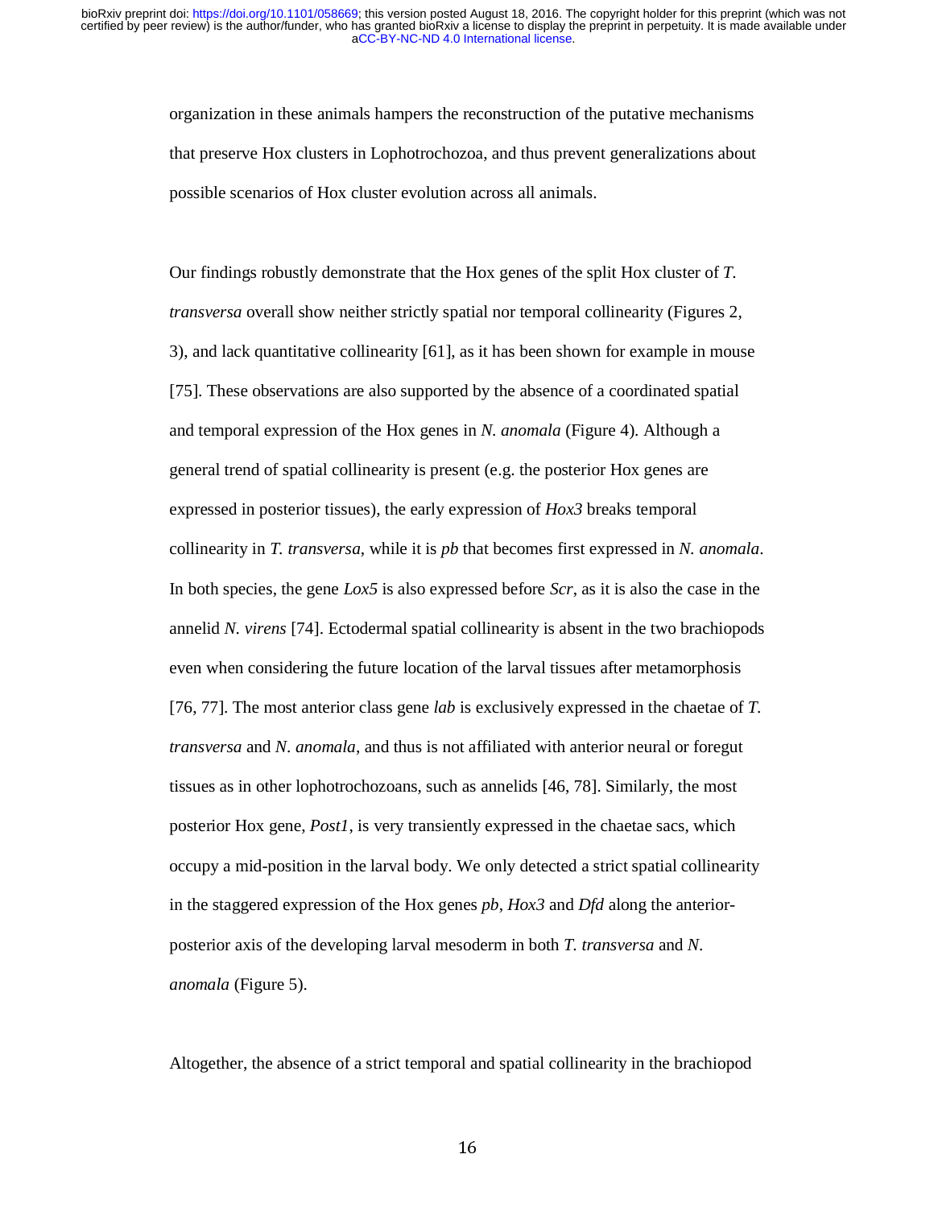organization in these animals hampers the reconstruction of the putative mechanisms that preserve Hox clusters in Lophotrochozoa, and thus prevent generalizations about possible scenarios of Hox cluster evolution across all animals.

Our findings robustly demonstrate that the Hox genes of the split Hox cluster of *T. transversa* overall show neither strictly spatial nor temporal collinearity (Figures 2, 3), and lack quantitative collinearity [61], as it has been shown for example in mouse [75]. These observations are also supported by the absence of a coordinated spatial and temporal expression of the Hox genes in *N. anomala* (Figure 4). Although a general trend of spatial collinearity is present (e.g. the posterior Hox genes are expressed in posterior tissues), the early expression of *Hox3* breaks temporal collinearity in *T. transversa*, while it is *pb* that becomes first expressed in *N. anomala*. In both species, the gene *Lox5* is also expressed before *Scr*, as it is also the case in the annelid *N. virens* [74]. Ectodermal spatial collinearity is absent in the two brachiopods even when considering the future location of the larval tissues after metamorphosis [76, 77]. The most anterior class gene *lab* is exclusively expressed in the chaetae of *T. transversa* and *N. anomala*, and thus is not affiliated with anterior neural or foregut tissues as in other lophotrochozoans, such as annelids [46, 78]. Similarly, the most posterior Hox gene, *Post1*, is very transiently expressed in the chaetae sacs, which occupy a mid-position in the larval body. We only detected a strict spatial collinearity in the staggered expression of the Hox genes *pb*, *Hox3* and *Dfd* along the anterior-posterior axis of the developing larval mesoderm in both *T. transversa* and *N. anomala* (Figure 5).

Altogether, the absence of a strict temporal and spatial collinearity in the brachiopod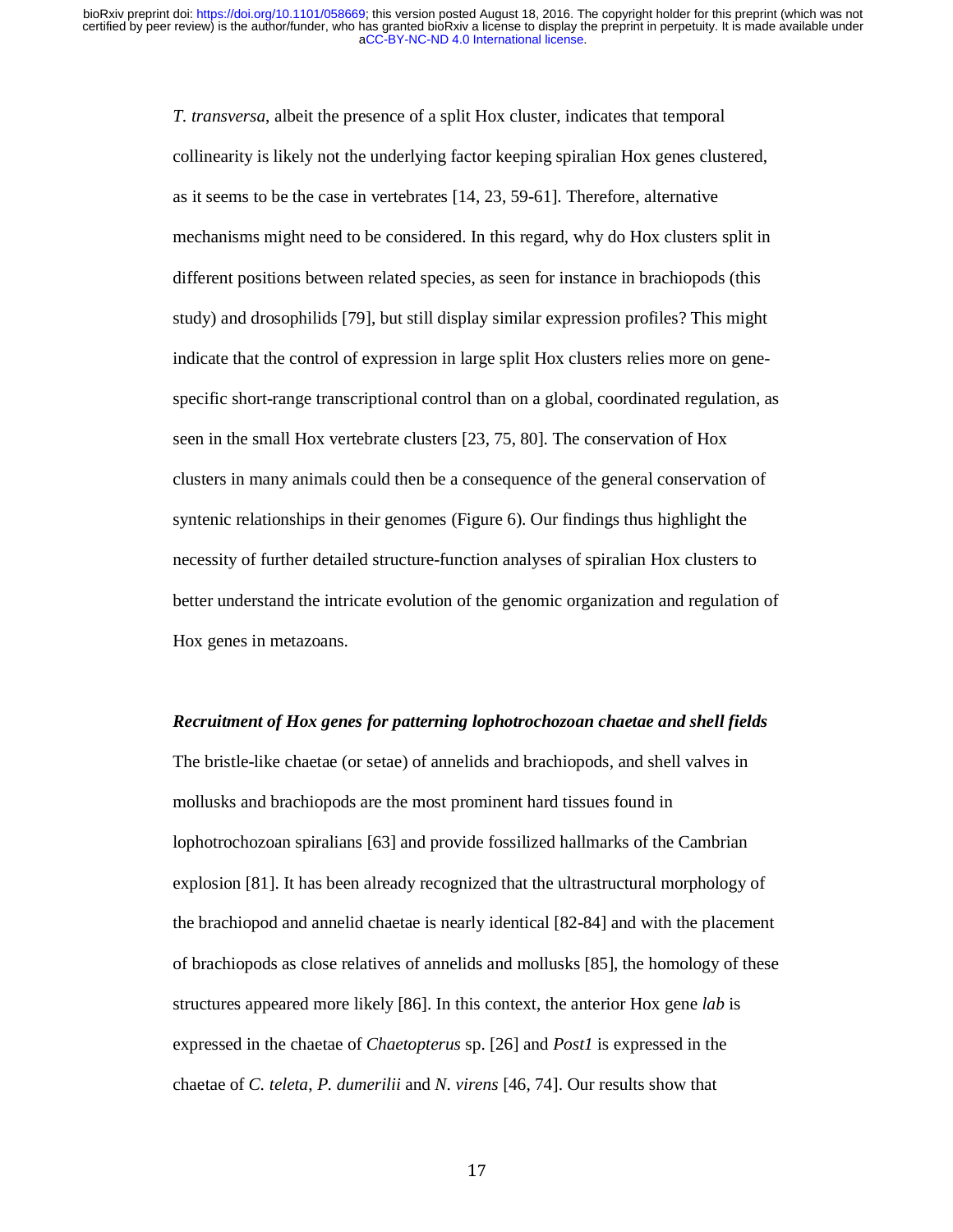*T. transversa*, albeit the presence of a split Hox cluster, indicates that temporal collinearity is likely not the underlying factor keeping spiralian Hox genes clustered, as it seems to be the case in vertebrates [14, 23, 59-61]. Therefore, alternative mechanisms might need to be considered. In this regard, why do Hox clusters split in different positions between related species, as seen for instance in brachiopods (this study) and drosophilids [79], but still display similar expression profiles? This might indicate that the control of expression in large split Hox clusters relies more on gene-specific short-range transcriptional control than on a global, coordinated regulation, as seen in the small Hox vertebrate clusters [23, 75, 80]. The conservation of Hox clusters in many animals could then be a consequence of the general conservation of syntenic relationships in their genomes (Figure 6). Our findings thus highlight the necessity of further detailed structure-function analyses of spiralian Hox clusters to better understand the intricate evolution of the genomic organization and regulation of Hox genes in metazoans.

***Recruitment of Hox genes for patterning lophotrochozoan chaetae and shell fields***

The bristle-like chaetae (or setae) of annelids and brachiopods, and shell valves in mollusks and brachiopods are the most prominent hard tissues found in lophotrochozoan spiralians [63] and provide fossilized hallmarks of the Cambrian explosion [81]. It has been already recognized that the ultrastructural morphology of the brachiopod and annelid chaetae is nearly identical [82-84] and with the placement of brachiopods as close relatives of annelids and mollusks [85], the homology of these structures appeared more likely [86]. In this context, the anterior Hox gene *lab* is expressed in the chaetae of *Chaetopterus* sp. [26] and *Post1* is expressed in the chaetae of *C. teleta*, *P. dumerilii* and *N. virens* [46, 74]. Our results show that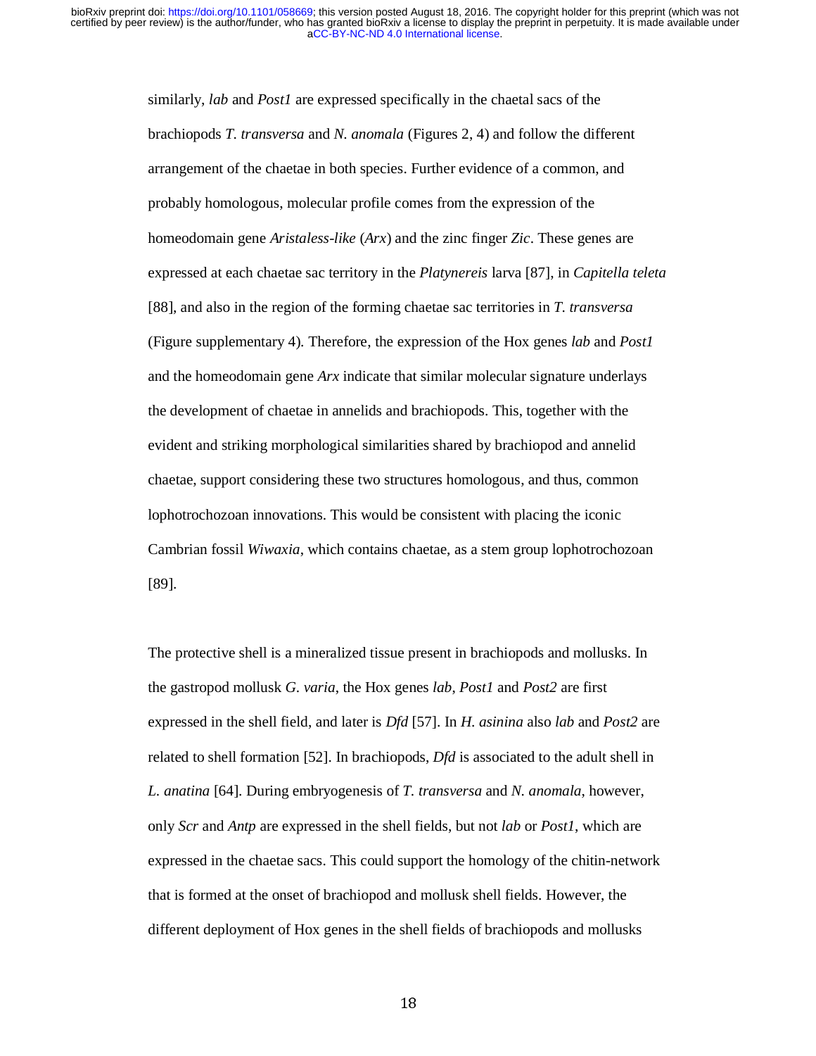similarly, *lab* and *Post1* are expressed specifically in the chaetal sacs of the brachiopods *T. transversa* and *N. anomala* (Figures 2, 4) and follow the different arrangement of the chaetae in both species. Further evidence of a common, and probably homologous, molecular profile comes from the expression of the homeodomain gene *Aristaless-like* (*Arx*) and the zinc finger *Zic*. These genes are expressed at each chaetae sac territory in the *Platynereis* larva [87], in *Capitella teleta* [88], and also in the region of the forming chaetae sac territories in *T. transversa* (Figure supplementary 4). Therefore, the expression of the Hox genes *lab* and *Post1* and the homeodomain gene *Arx* indicate that similar molecular signature underlays the development of chaetae in annelids and brachiopods. This, together with the evident and striking morphological similarities shared by brachiopod and annelid chaetae, support considering these two structures homologous, and thus, common lophotrochozoan innovations. This would be consistent with placing the iconic Cambrian fossil *Wiwaxia*, which contains chaetae, as a stem group lophotrochozoan [89].

The protective shell is a mineralized tissue present in brachiopods and mollusks. In the gastropod mollusk *G. varia*, the Hox genes *lab*, *Post1* and *Post2* are first expressed in the shell field, and later is *Dfd* [57]. In *H. asinina* also *lab* and *Post2* are related to shell formation [52]. In brachiopods, *Dfd* is associated to the adult shell in *L. anatina* [64]. During embryogenesis of *T. transversa* and *N. anomala*, however, only *Scr* and *Antp* are expressed in the shell fields, but not *lab* or *Post1*, which are expressed in the chaetae sacs. This could support the homology of the chitin-network that is formed at the onset of brachiopod and mollusk shell fields. However, the different deployment of Hox genes in the shell fields of brachiopods and mollusks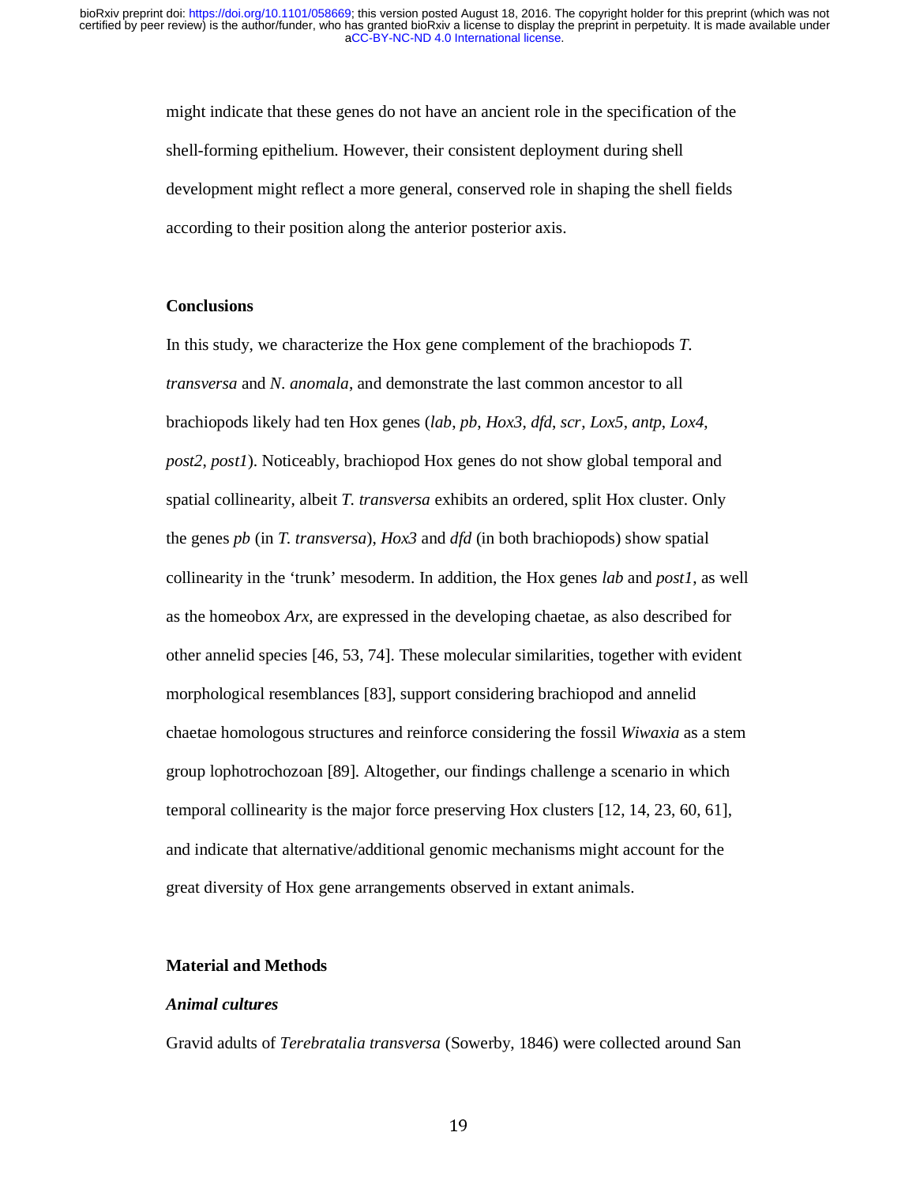might indicate that these genes do not have an ancient role in the specification of the shell-forming epithelium. However, their consistent deployment during shell development might reflect a more general, conserved role in shaping the shell fields according to their position along the anterior posterior axis.

## Conclusions

In this study, we characterize the Hox gene complement of the brachiopods *T. transversa* and *N. anomala*, and demonstrate the last common ancestor to all brachiopods likely had ten Hox genes (*lab*, *pb*, *Hox3*, *dfd*, *scr*, *Lox5*, *antp*, *Lox4*, *post2*, *post1*). Noticeably, brachiopod Hox genes do not show global temporal and spatial collinearity, albeit *T. transversa* exhibits an ordered, split Hox cluster. Only the genes *pb* (in *T. transversa*), *Hox3* and *dfd* (in both brachiopods) show spatial collinearity in the 'trunk' mesoderm. In addition, the Hox genes *lab* and *post1*, as well as the homeobox *Arx*, are expressed in the developing chaetae, as also described for other annelid species [46, 53, 74]. These molecular similarities, together with evident morphological resemblances [83], support considering brachiopod and annelid chaetae homologous structures and reinforce considering the fossil *Wiwaxia* as a stem group lophotrochozoan [89]. Altogether, our findings challenge a scenario in which temporal collinearity is the major force preserving Hox clusters [12, 14, 23, 60, 61], and indicate that alternative/additional genomic mechanisms might account for the great diversity of Hox gene arrangements observed in extant animals.

## Material and Methods

### *Animal cultures*

Gravid adults of *Terebratalia transversa* (Sowerby, 1846) were collected around San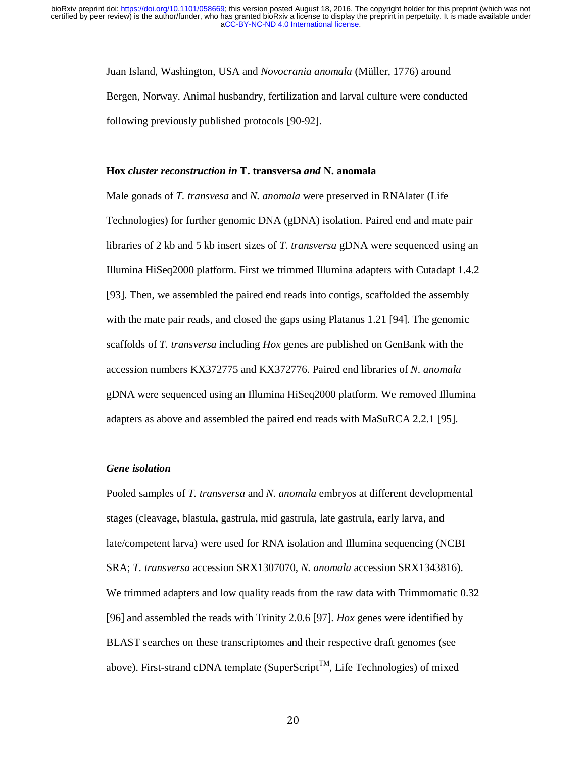Juan Island, Washington, USA and *Novocrania anomala* (Müller, 1776) around Bergen, Norway. Animal husbandry, fertilization and larval culture were conducted following previously published protocols [90-92].

### Hox *cluster reconstruction in* T. transversa *and* N. anomala

Male gonads of *T. transvesa* and *N. anomala* were preserved in RNAlater (Life Technologies) for further genomic DNA (gDNA) isolation. Paired end and mate pair libraries of 2 kb and 5 kb insert sizes of *T. transversa* gDNA were sequenced using an Illumina HiSeq2000 platform. First we trimmed Illumina adapters with Cutadapt 1.4.2 [93]. Then, we assembled the paired end reads into contigs, scaffolded the assembly with the mate pair reads, and closed the gaps using Platanus 1.21 [94]. The genomic scaffolds of *T. transversa* including *Hox* genes are published on GenBank with the accession numbers KX372775 and KX372776. Paired end libraries of *N. anomala* gDNA were sequenced using an Illumina HiSeq2000 platform. We removed Illumina adapters as above and assembled the paired end reads with MaSuRCA 2.2.1 [95].

### *Gene isolation*

Pooled samples of *T. transversa* and *N. anomala* embryos at different developmental stages (cleavage, blastula, gastrula, mid gastrula, late gastrula, early larva, and late/competent larva) were used for RNA isolation and Illumina sequencing (NCBI SRA; *T. transversa* accession SRX1307070, *N. anomala* accession SRX1343816). We trimmed adapters and low quality reads from the raw data with Trimmomatic 0.32 [96] and assembled the reads with Trinity 2.0.6 [97]. *Hox* genes were identified by BLAST searches on these transcriptomes and their respective draft genomes (see above). First-strand cDNA template (SuperScript™, Life Technologies) of mixed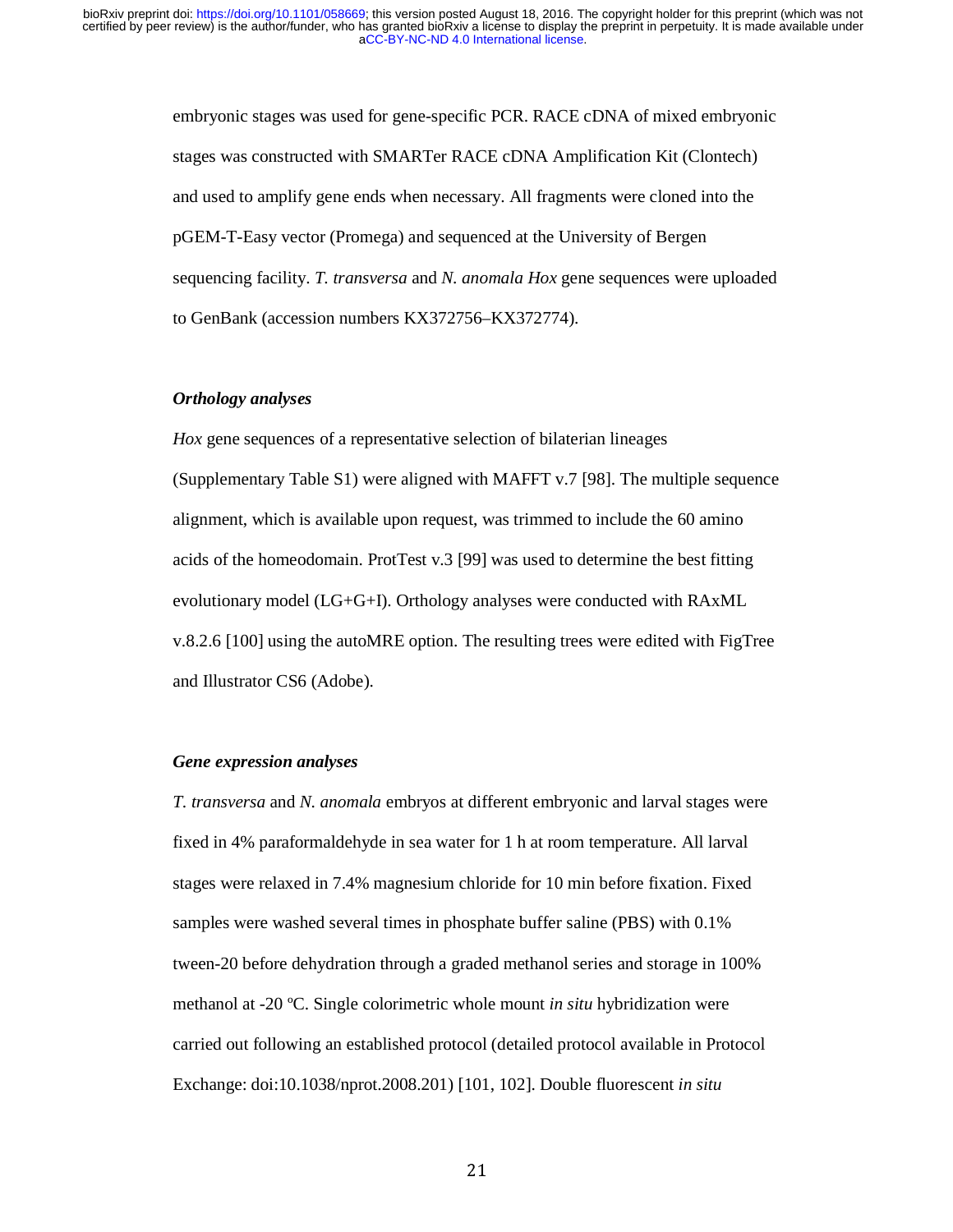embryonic stages was used for gene-specific PCR. RACE cDNA of mixed embryonic stages was constructed with SMARTer RACE cDNA Amplification Kit (Clontech) and used to amplify gene ends when necessary. All fragments were cloned into the pGEM-T-Easy vector (Promega) and sequenced at the University of Bergen sequencing facility. *T. transversa* and *N. anomala Hox* gene sequences were uploaded to GenBank (accession numbers KX372756–KX372774).

### *Orthology analyses*

*Hox* gene sequences of a representative selection of bilaterian lineages (Supplementary Table S1) were aligned with MAFFT v.7 [98]. The multiple sequence alignment, which is available upon request, was trimmed to include the 60 amino acids of the homeodomain. ProtTest v.3 [99] was used to determine the best fitting evolutionary model (LG+G+I). Orthology analyses were conducted with RAxML v.8.2.6 [100] using the autoMRE option. The resulting trees were edited with FigTree and Illustrator CS6 (Adobe).

### *Gene expression analyses*

*T. transversa* and *N. anomala* embryos at different embryonic and larval stages were fixed in 4% paraformaldehyde in sea water for 1 h at room temperature. All larval stages were relaxed in 7.4% magnesium chloride for 10 min before fixation. Fixed samples were washed several times in phosphate buffer saline (PBS) with 0.1% tween-20 before dehydration through a graded methanol series and storage in 100% methanol at -20 ºC. Single colorimetric whole mount *in situ* hybridization were carried out following an established protocol (detailed protocol available in Protocol Exchange: doi:10.1038/nprot.2008.201) [101, 102]. Double fluorescent *in situ*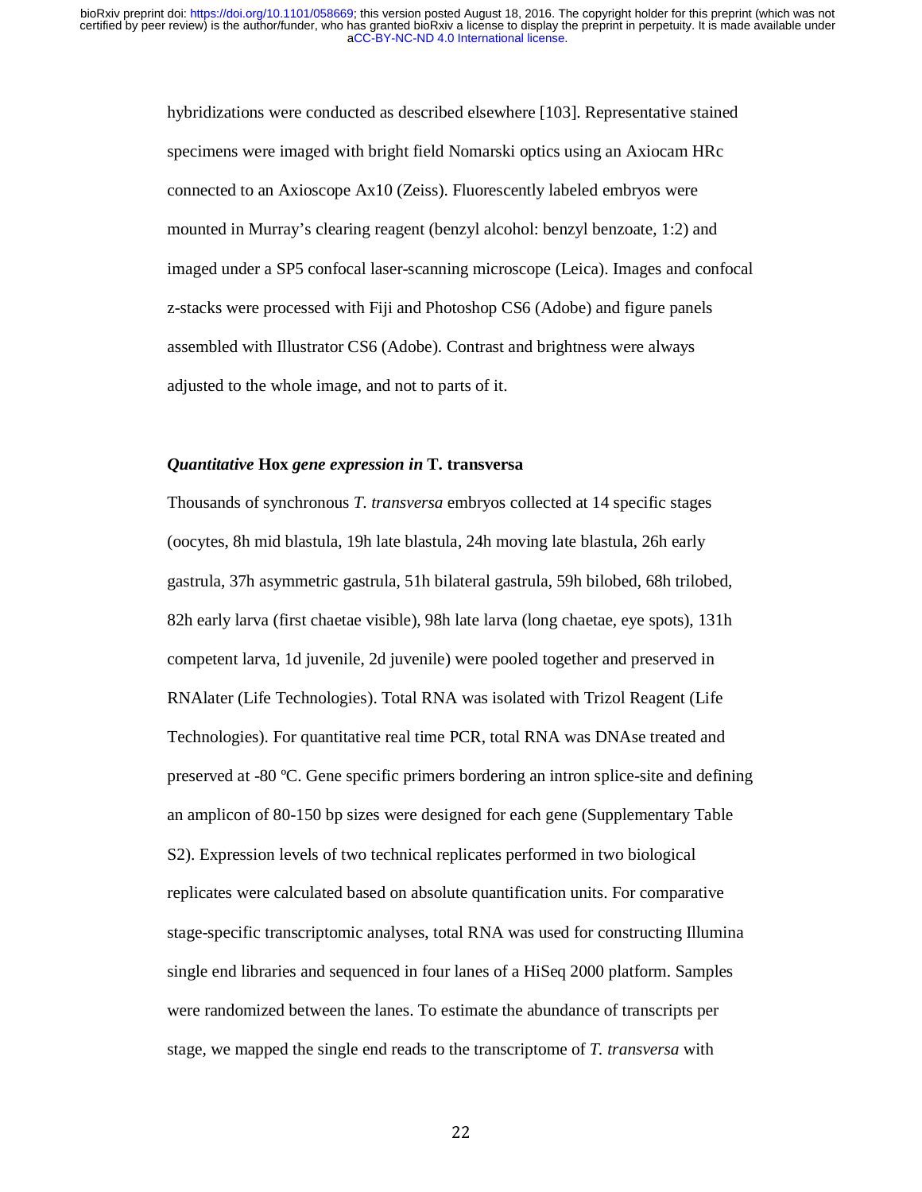hybridizations were conducted as described elsewhere [103]. Representative stained specimens were imaged with bright field Nomarski optics using an Axiocam HRc connected to an Axioscope Ax10 (Zeiss). Fluorescently labeled embryos were mounted in Murray's clearing reagent (benzyl alcohol: benzyl benzoate, 1:2) and imaged under a SP5 confocal laser-scanning microscope (Leica). Images and confocal z-stacks were processed with Fiji and Photoshop CS6 (Adobe) and figure panels assembled with Illustrator CS6 (Adobe). Contrast and brightness were always adjusted to the whole image, and not to parts of it.

### *Quantitative* **Hox** *gene expression in* **T. transversa**

Thousands of synchronous *T. transversa* embryos collected at 14 specific stages (oocytes, 8h mid blastula, 19h late blastula, 24h moving late blastula, 26h early gastrula, 37h asymmetric gastrula, 51h bilateral gastrula, 59h bilobed, 68h trilobed, 82h early larva (first chaetae visible), 98h late larva (long chaetae, eye spots), 131h competent larva, 1d juvenile, 2d juvenile) were pooled together and preserved in RNAlater (Life Technologies). Total RNA was isolated with Trizol Reagent (Life Technologies). For quantitative real time PCR, total RNA was DNAse treated and preserved at -80 ºC. Gene specific primers bordering an intron splice-site and defining an amplicon of 80-150 bp sizes were designed for each gene (Supplementary Table S2). Expression levels of two technical replicates performed in two biological replicates were calculated based on absolute quantification units. For comparative stage-specific transcriptomic analyses, total RNA was used for constructing Illumina single end libraries and sequenced in four lanes of a HiSeq 2000 platform. Samples were randomized between the lanes. To estimate the abundance of transcripts per stage, we mapped the single end reads to the transcriptome of *T. transversa* with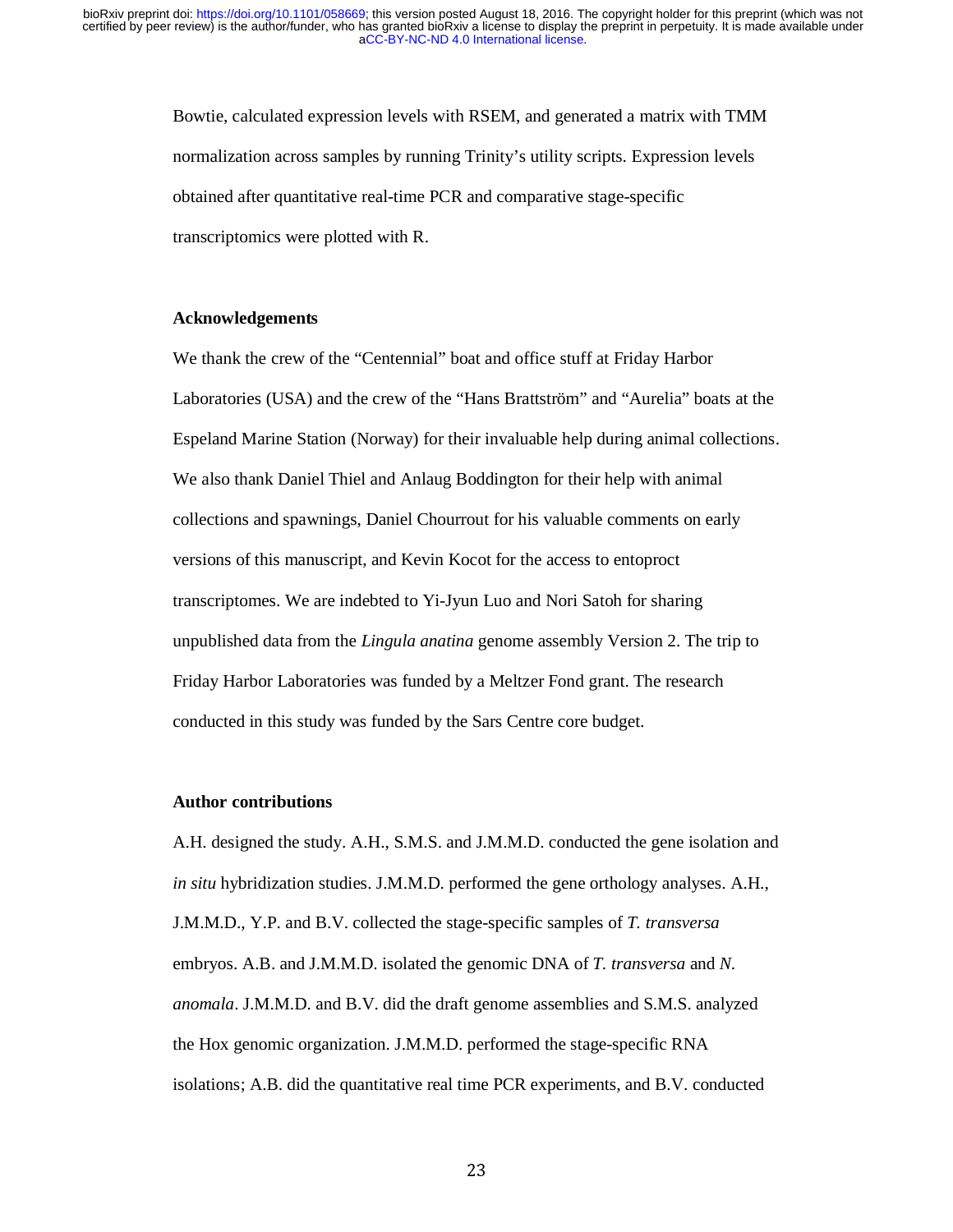Bowtie, calculated expression levels with RSEM, and generated a matrix with TMM normalization across samples by running Trinity's utility scripts. Expression levels obtained after quantitative real-time PCR and comparative stage-specific transcriptomics were plotted with R.

## Acknowledgements

We thank the crew of the "Centennial" boat and office stuff at Friday Harbor Laboratories (USA) and the crew of the "Hans Brattström" and "Aurelia" boats at the Espeland Marine Station (Norway) for their invaluable help during animal collections. We also thank Daniel Thiel and Anlaug Boddington for their help with animal collections and spawnings, Daniel Chourrout for his valuable comments on early versions of this manuscript, and Kevin Kocot for the access to entoproct transcriptomes. We are indebted to Yi-Jyun Luo and Nori Satoh for sharing unpublished data from the *Lingula anatina* genome assembly Version 2. The trip to Friday Harbor Laboratories was funded by a Meltzer Fond grant. The research conducted in this study was funded by the Sars Centre core budget.

## Author contributions

A.H. designed the study. A.H., S.M.S. and J.M.M.D. conducted the gene isolation and *in situ* hybridization studies. J.M.M.D. performed the gene orthology analyses. A.H., J.M.M.D., Y.P. and B.V. collected the stage-specific samples of *T. transversa* embryos. A.B. and J.M.M.D. isolated the genomic DNA of *T. transversa* and *N. anomala*. J.M.M.D. and B.V. did the draft genome assemblies and S.M.S. analyzed the Hox genomic organization. J.M.M.D. performed the stage-specific RNA isolations; A.B. did the quantitative real time PCR experiments, and B.V. conducted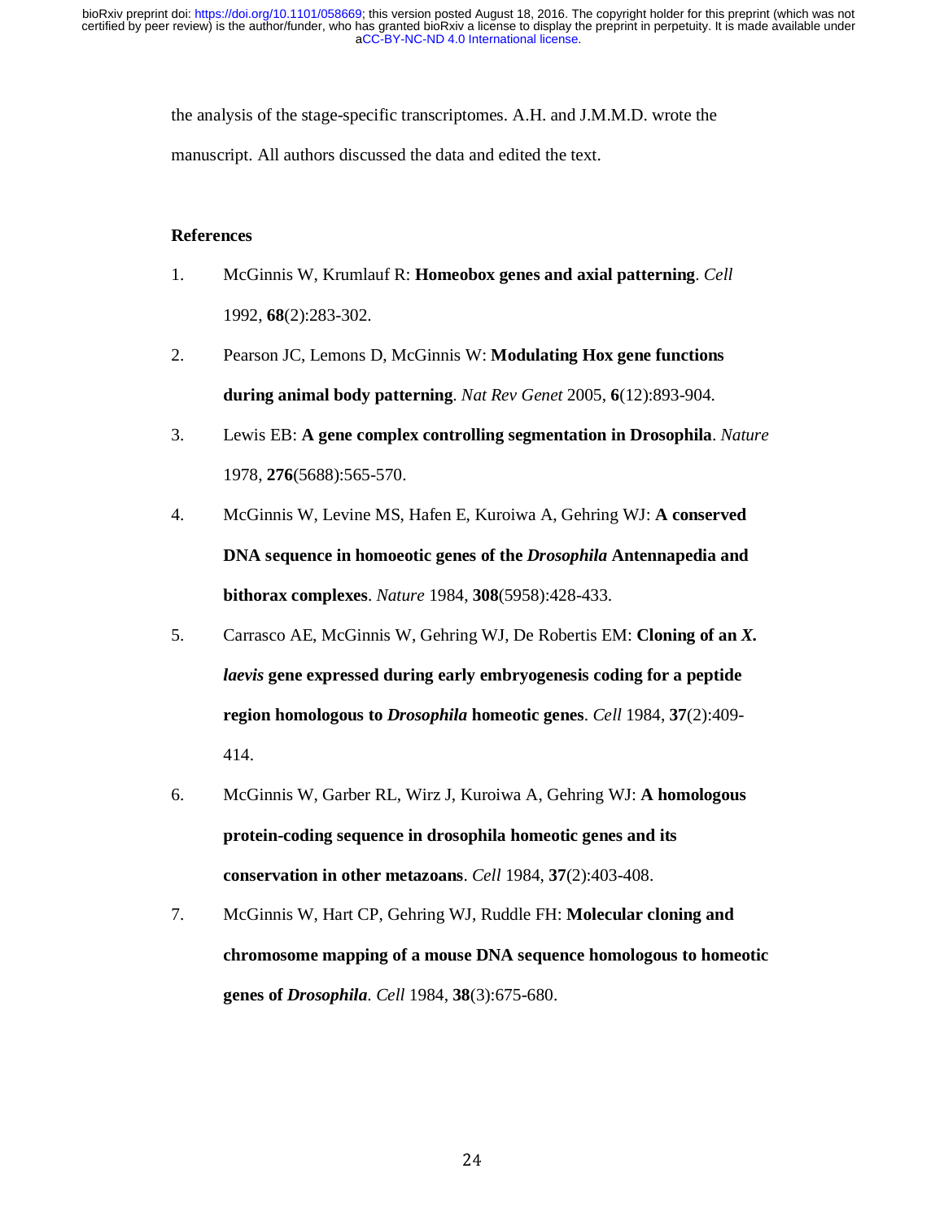the analysis of the stage-specific transcriptomes. A.H. and J.M.M.D. wrote the manuscript. All authors discussed the data and edited the text.

## References

1. McGinnis W, Krumlauf R: **Homeobox genes and axial patterning**. *Cell* 1992, **68**(2):283-302.
2. Pearson JC, Lemons D, McGinnis W: **Modulating Hox gene functions during animal body patterning**. *Nat Rev Genet* 2005, **6**(12):893-904.
3. Lewis EB: **A gene complex controlling segmentation in Drosophila**. *Nature* 1978, **276**(5688):565-570.
4. McGinnis W, Levine MS, Hafen E, Kuroiwa A, Gehring WJ: **A conserved DNA sequence in homoeotic genes of the *Drosophila* Antennapedia and bithorax complexes**. *Nature* 1984, **308**(5958):428-433.
5. Carrasco AE, McGinnis W, Gehring WJ, De Robertis EM: **Cloning of an *X. laevis* gene expressed during early embryogenesis coding for a peptide region homologous to *Drosophila* homeotic genes**. *Cell* 1984, **37**(2):409-414.
6. McGinnis W, Garber RL, Wirz J, Kuroiwa A, Gehring WJ: **A homologous protein-coding sequence in drosophila homeotic genes and its conservation in other metazoans**. *Cell* 1984, **37**(2):403-408.
7. McGinnis W, Hart CP, Gehring WJ, Ruddle FH: **Molecular cloning and chromosome mapping of a mouse DNA sequence homologous to homeotic genes of *Drosophila***. *Cell* 1984, **38**(3):675-680.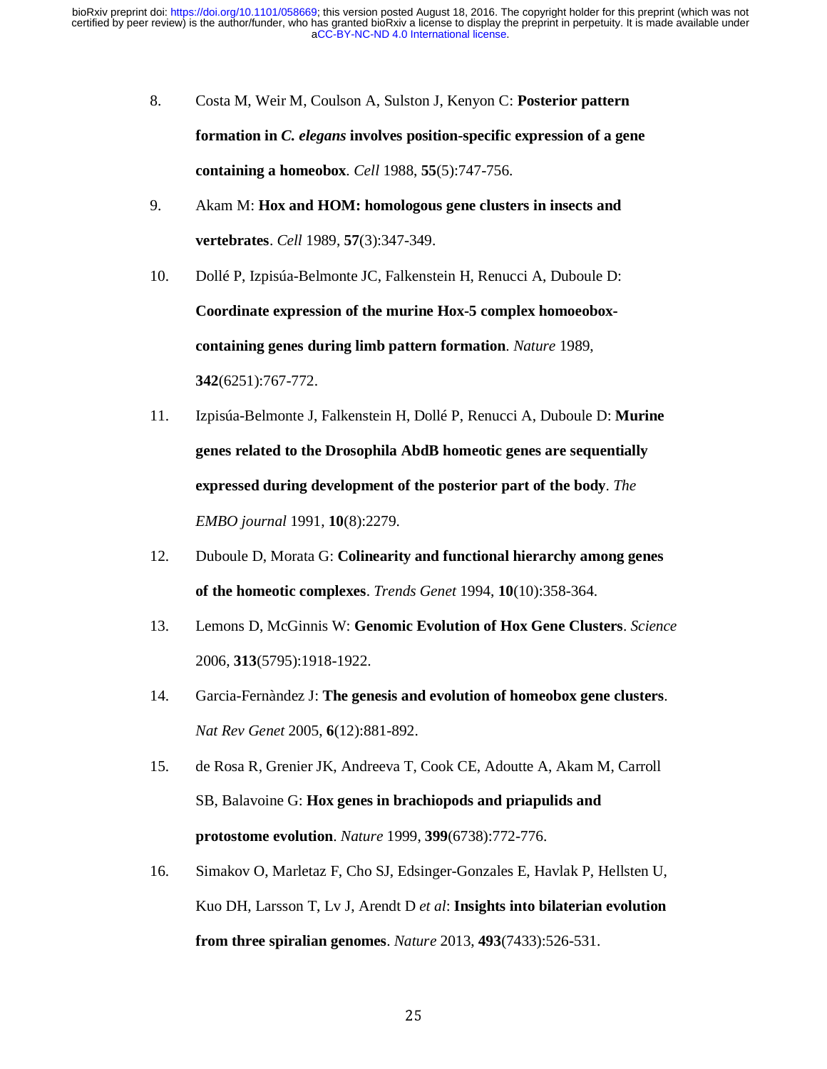8. Costa M, Weir M, Coulson A, Sulston J, Kenyon C: **Posterior pattern formation in *C. elegans* involves position-specific expression of a gene containing a homeobox**. *Cell* 1988, **55**(5):747-756.

9. Akam M: **Hox and HOM: homologous gene clusters in insects and vertebrates**. *Cell* 1989, **57**(3):347-349.

10. Dollé P, Izpisúa-Belmonte JC, Falkenstein H, Renucci A, Duboule D: **Coordinate expression of the murine Hox-5 complex homoeobox-containing genes during limb pattern formation**. *Nature* 1989, **342**(6251):767-772.

11. Izpisúa-Belmonte J, Falkenstein H, Dollé P, Renucci A, Duboule D: **Murine genes related to the Drosophila AbdB homeotic genes are sequentially expressed during development of the posterior part of the body**. *The EMBO journal* 1991, **10**(8):2279.

12. Duboule D, Morata G: **Colinearity and functional hierarchy among genes of the homeotic complexes**. *Trends Genet* 1994, **10**(10):358-364.

13. Lemons D, McGinnis W: **Genomic Evolution of Hox Gene Clusters**. *Science* 2006, **313**(5795):1918-1922.

14. Garcia-Fernàndez J: **The genesis and evolution of homeobox gene clusters**. *Nat Rev Genet* 2005, **6**(12):881-892.

15. de Rosa R, Grenier JK, Andreeva T, Cook CE, Adoutte A, Akam M, Carroll SB, Balavoine G: **Hox genes in brachiopods and priapulids and protostome evolution**. *Nature* 1999, **399**(6738):772-776.

16. Simakov O, Marletaz F, Cho SJ, Edsinger-Gonzales E, Havlak P, Hellsten U, Kuo DH, Larsson T, Lv J, Arendt D *et al*: **Insights into bilaterian evolution from three spiralian genomes**. *Nature* 2013, **493**(7433):526-531.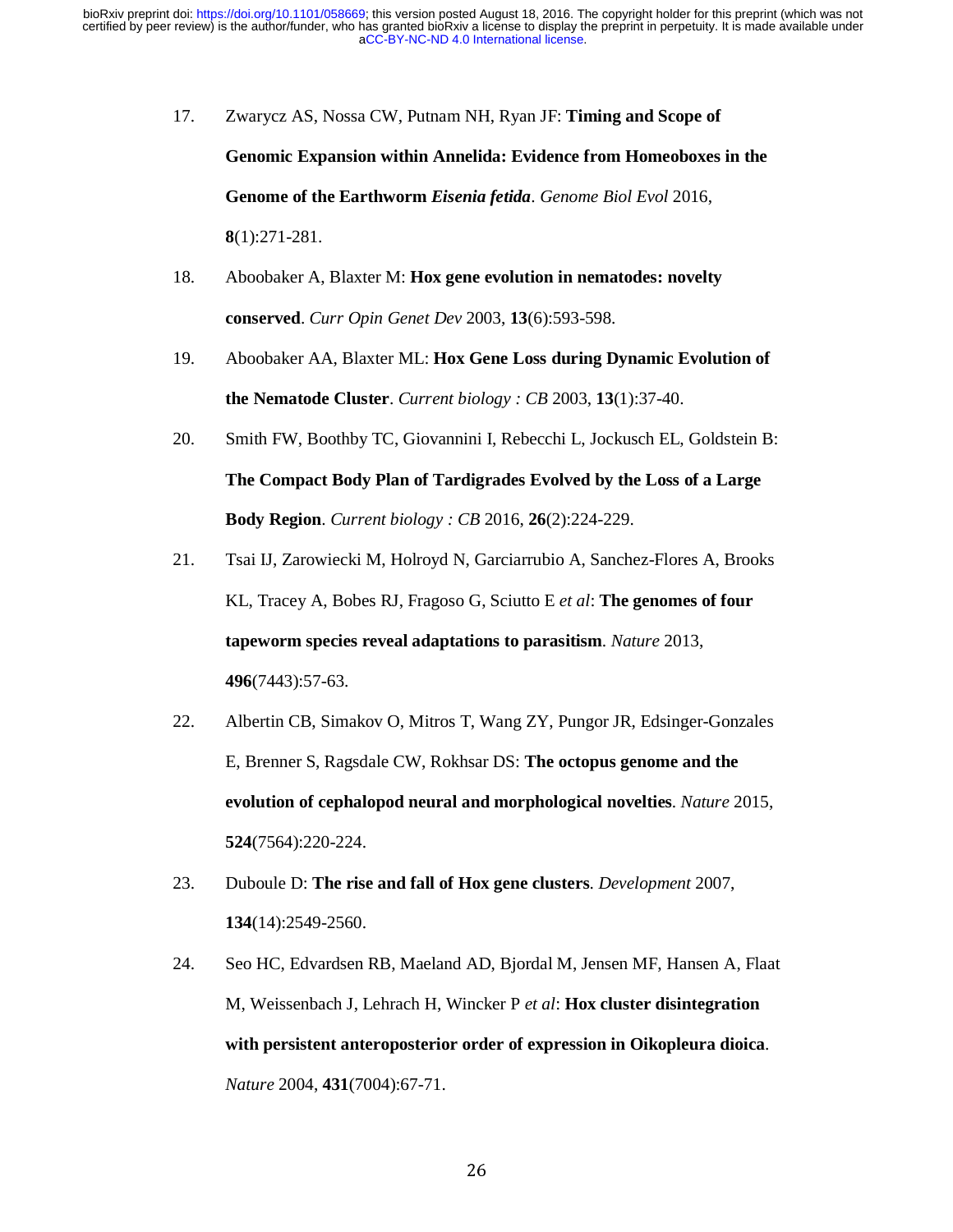17. Zwarycz AS, Nossa CW, Putnam NH, Ryan JF: **Timing and Scope of Genomic Expansion within Annelida: Evidence from Homeoboxes in the Genome of the Earthworm *Eisenia fetida***. *Genome Biol Evol* 2016, **8**(1):271-281.
18. Aboobaker A, Blaxter M: **Hox gene evolution in nematodes: novelty conserved**. *Curr Opin Genet Dev* 2003, **13**(6):593-598.
19. Aboobaker AA, Blaxter ML: **Hox Gene Loss during Dynamic Evolution of the Nematode Cluster**. *Current biology : CB* 2003, **13**(1):37-40.
20. Smith FW, Boothby TC, Giovannini I, Rebecchi L, Jockusch EL, Goldstein B: **The Compact Body Plan of Tardigrades Evolved by the Loss of a Large Body Region**. *Current biology : CB* 2016, **26**(2):224-229.
21. Tsai IJ, Zarowiecki M, Holroyd N, Garciarrubio A, Sanchez-Flores A, Brooks KL, Tracey A, Bobes RJ, Fragoso G, Sciutto E *et al*: **The genomes of four tapeworm species reveal adaptations to parasitism**. *Nature* 2013, **496**(7443):57-63.
22. Albertin CB, Simakov O, Mitros T, Wang ZY, Pungor JR, Edsinger-Gonzales E, Brenner S, Ragsdale CW, Rokhsar DS: **The octopus genome and the evolution of cephalopod neural and morphological novelties**. *Nature* 2015, **524**(7564):220-224.
23. Duboule D: **The rise and fall of Hox gene clusters**. *Development* 2007, **134**(14):2549-2560.
24. Seo HC, Edvardsen RB, Maeland AD, Bjordal M, Jensen MF, Hansen A, Flaat M, Weissenbach J, Lehrach H, Wincker P *et al*: **Hox cluster disintegration with persistent anteroposterior order of expression in Oikopleura dioica**. *Nature* 2004, **431**(7004):67-71.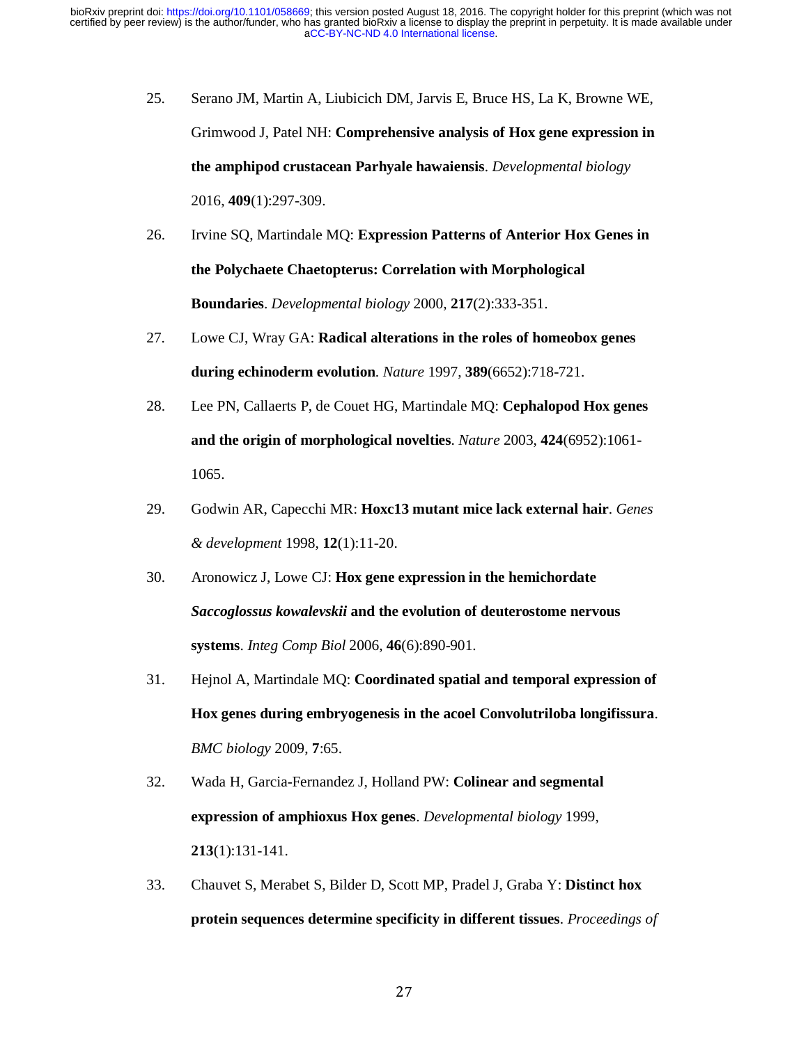25. Serano JM, Martin A, Liubicich DM, Jarvis E, Bruce HS, La K, Browne WE, Grimwood J, Patel NH: **Comprehensive analysis of Hox gene expression in the amphipod crustacean Parhyale hawaiensis**. *Developmental biology* 2016, **409**(1):297-309.

26. Irvine SQ, Martindale MQ: **Expression Patterns of Anterior Hox Genes in the Polychaete Chaetopterus: Correlation with Morphological Boundaries**. *Developmental biology* 2000, **217**(2):333-351.

27. Lowe CJ, Wray GA: **Radical alterations in the roles of homeobox genes during echinoderm evolution**. *Nature* 1997, **389**(6652):718-721.

28. Lee PN, Callaerts P, de Couet HG, Martindale MQ: **Cephalopod Hox genes and the origin of morphological novelties**. *Nature* 2003, **424**(6952):1061-1065.

29. Godwin AR, Capecchi MR: **Hoxc13 mutant mice lack external hair**. *Genes & development* 1998, **12**(1):11-20.

30. Aronowicz J, Lowe CJ: **Hox gene expression in the hemichordate *Saccoglossus kowalevskii* and the evolution of deuterostome nervous systems**. *Integ Comp Biol* 2006, **46**(6):890-901.

31. Hejnol A, Martindale MQ: **Coordinated spatial and temporal expression of Hox genes during embryogenesis in the acoel Convolutriloba longifissura**. *BMC biology* 2009, **7**:65.

32. Wada H, Garcia-Fernandez J, Holland PW: **Colinear and segmental expression of amphioxus Hox genes**. *Developmental biology* 1999, **213**(1):131-141.

33. Chauvet S, Merabet S, Bilder D, Scott MP, Pradel J, Graba Y: **Distinct hox protein sequences determine specificity in different tissues**. *Proceedings of*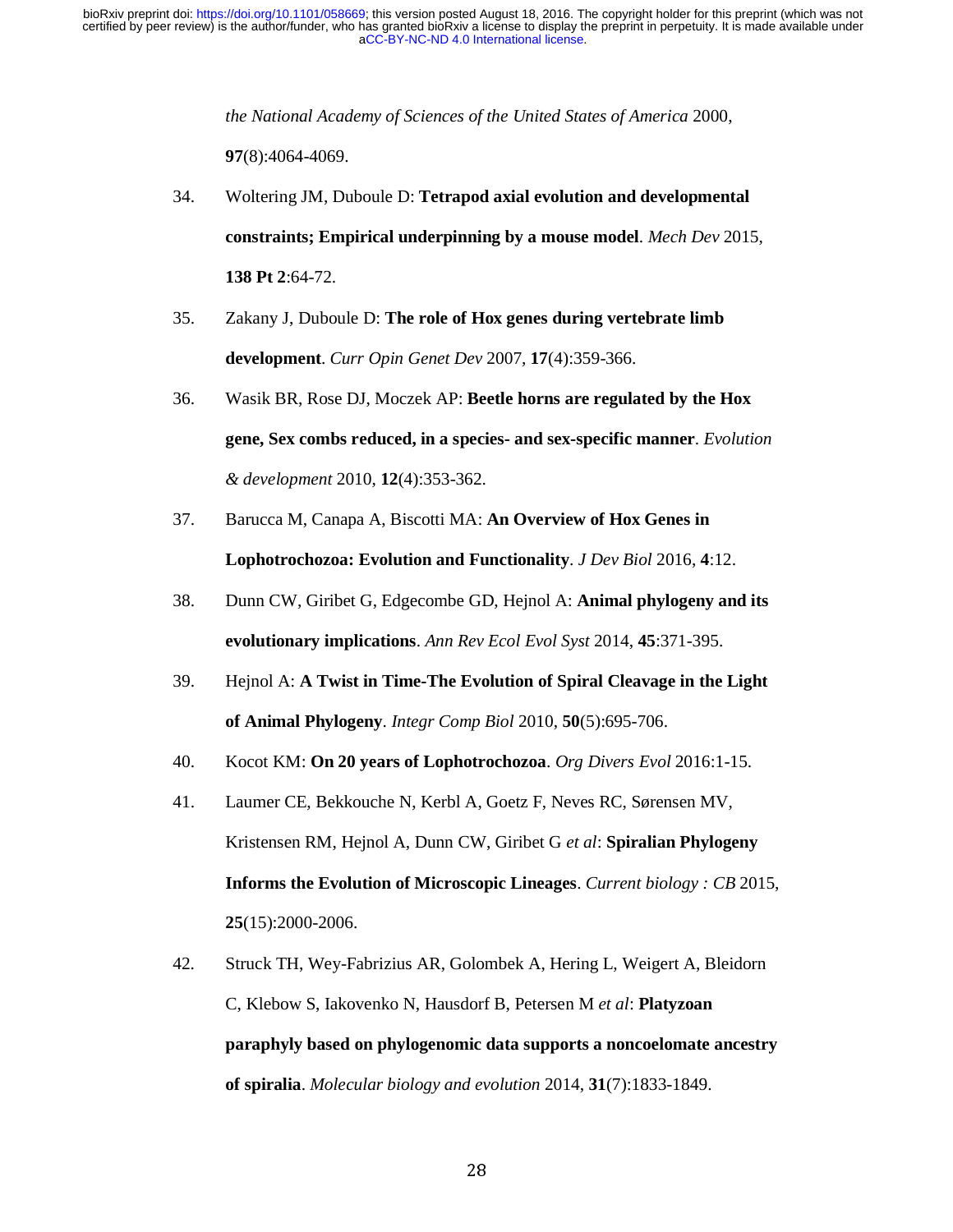*the National Academy of Sciences of the United States of America* 2000, **97**(8):4064-4069.

34. Woltering JM, Duboule D: **Tetrapod axial evolution and developmental constraints; Empirical underpinning by a mouse model**. *Mech Dev* 2015, **138 Pt 2**:64-72.

35. Zakany J, Duboule D: **The role of Hox genes during vertebrate limb development**. *Curr Opin Genet Dev* 2007, **17**(4):359-366.

36. Wasik BR, Rose DJ, Moczek AP: **Beetle horns are regulated by the Hox gene, Sex combs reduced, in a species- and sex-specific manner**. *Evolution & development* 2010, **12**(4):353-362.

37. Barucca M, Canapa A, Biscotti MA: **An Overview of Hox Genes in Lophotrochozoa: Evolution and Functionality**. *J Dev Biol* 2016, **4**:12.

38. Dunn CW, Giribet G, Edgecombe GD, Hejnol A: **Animal phylogeny and its evolutionary implications**. *Ann Rev Ecol Evol Syst* 2014, **45**:371-395.

39. Hejnol A: **A Twist in Time-The Evolution of Spiral Cleavage in the Light of Animal Phylogeny**. *Integr Comp Biol* 2010, **50**(5):695-706.

40. Kocot KM: **On 20 years of Lophotrochozoa**. *Org Divers Evol* 2016:1-15.

41. Laumer CE, Bekkouche N, Kerbl A, Goetz F, Neves RC, Sørensen MV, Kristensen RM, Hejnol A, Dunn CW, Giribet G *et al*: **Spiralian Phylogeny Informs the Evolution of Microscopic Lineages**. *Current biology : CB* 2015, **25**(15):2000-2006.

42. Struck TH, Wey-Fabrizius AR, Golombek A, Hering L, Weigert A, Bleidorn C, Klebow S, Iakovenko N, Hausdorf B, Petersen M *et al*: **Platyzoan paraphyly based on phylogenomic data supports a noncoelomate ancestry of spiralia**. *Molecular biology and evolution* 2014, **31**(7):1833-1849.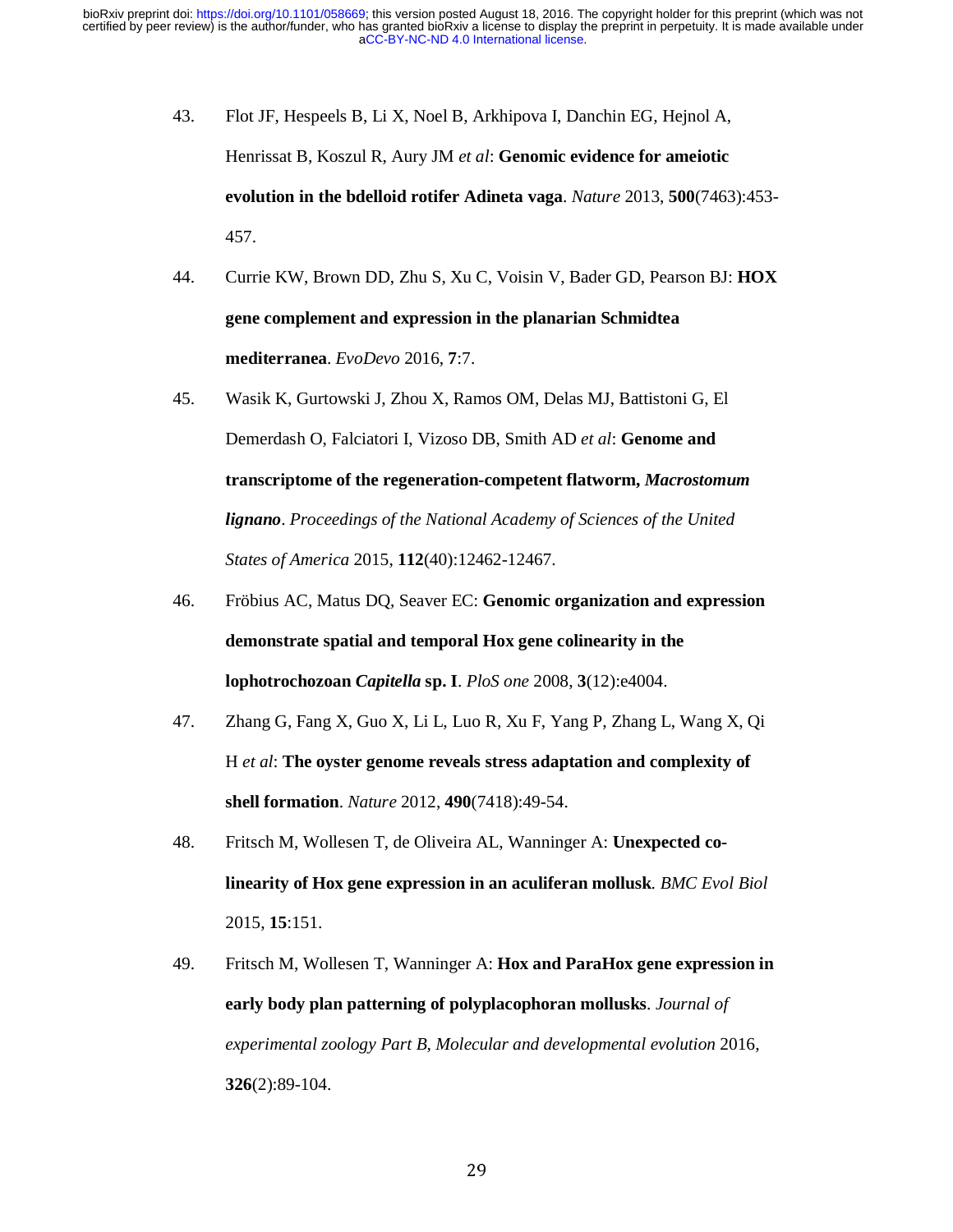43. Flot JF, Hespeels B, Li X, Noel B, Arkhipova I, Danchin EG, Hejnol A, Henrissat B, Koszul R, Aury JM *et al*: **Genomic evidence for ameiotic evolution in the bdelloid rotifer Adineta vaga**. *Nature* 2013, **500**(7463):453-457.

44. Currie KW, Brown DD, Zhu S, Xu C, Voisin V, Bader GD, Pearson BJ: **HOX gene complement and expression in the planarian Schmidtea mediterranea**. *EvoDevo* 2016, **7**:7.

45. Wasik K, Gurtowski J, Zhou X, Ramos OM, Delas MJ, Battistoni G, El Demerdash O, Falciatori I, Vizoso DB, Smith AD *et al*: **Genome and transcriptome of the regeneration-competent flatworm, *Macrostomum lignano***. *Proceedings of the National Academy of Sciences of the United States of America* 2015, **112**(40):12462-12467.

46. Fröbius AC, Matus DQ, Seaver EC: **Genomic organization and expression demonstrate spatial and temporal Hox gene colinearity in the lophotrochozoan *Capitella* sp. I**. *PloS one* 2008, **3**(12):e4004.

47. Zhang G, Fang X, Guo X, Li L, Luo R, Xu F, Yang P, Zhang L, Wang X, Qi H *et al*: **The oyster genome reveals stress adaptation and complexity of shell formation**. *Nature* 2012, **490**(7418):49-54.

48. Fritsch M, Wollesen T, de Oliveira AL, Wanninger A: **Unexpected co-linearity of Hox gene expression in an aculiferan mollusk***. BMC Evol Biol* 2015, **15**:151.

49. Fritsch M, Wollesen T, Wanninger A: **Hox and ParaHox gene expression in early body plan patterning of polyplacophoran mollusks**. *Journal of experimental zoology Part B, Molecular and developmental evolution* 2016, **326**(2):89-104.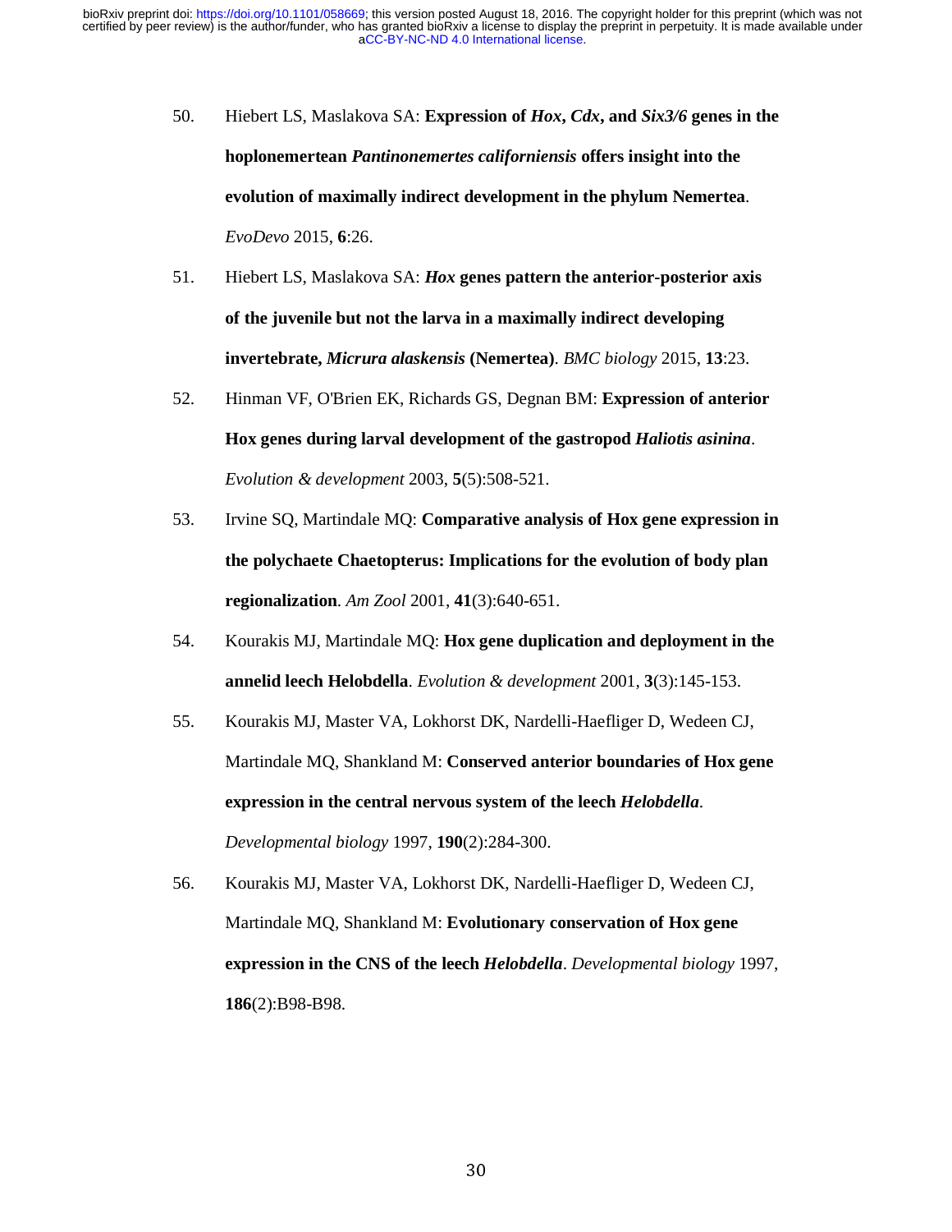50. Hiebert LS, Maslakova SA: **Expression of *Hox*, *Cdx*, and *Six3/6* genes in the hoplonemertean *Pantinonemertes californiensis* offers insight into the evolution of maximally indirect development in the phylum Nemertea**. *EvoDevo* 2015, **6**:26.

51. Hiebert LS, Maslakova SA: ***Hox* genes pattern the anterior-posterior axis of the juvenile but not the larva in a maximally indirect developing invertebrate, *Micrura alaskensis* (Nemertea)**. *BMC biology* 2015, **13**:23.

52. Hinman VF, O'Brien EK, Richards GS, Degnan BM: **Expression of anterior Hox genes during larval development of the gastropod *Haliotis asinina***. *Evolution & development* 2003, **5**(5):508-521.

53. Irvine SQ, Martindale MQ: **Comparative analysis of Hox gene expression in the polychaete Chaetopterus: Implications for the evolution of body plan regionalization**. *Am Zool* 2001, **41**(3):640-651.

54. Kourakis MJ, Martindale MQ: **Hox gene duplication and deployment in the annelid leech Helobdella**. *Evolution & development* 2001, **3**(3):145-153.

55. Kourakis MJ, Master VA, Lokhorst DK, Nardelli-Haefliger D, Wedeen CJ, Martindale MQ, Shankland M: **Conserved anterior boundaries of Hox gene expression in the central nervous system of the leech *Helobdella***. *Developmental biology* 1997, **190**(2):284-300.

56. Kourakis MJ, Master VA, Lokhorst DK, Nardelli-Haefliger D, Wedeen CJ, Martindale MQ, Shankland M: **Evolutionary conservation of Hox gene expression in the CNS of the leech *Helobdella***. *Developmental biology* 1997, **186**(2):B98-B98.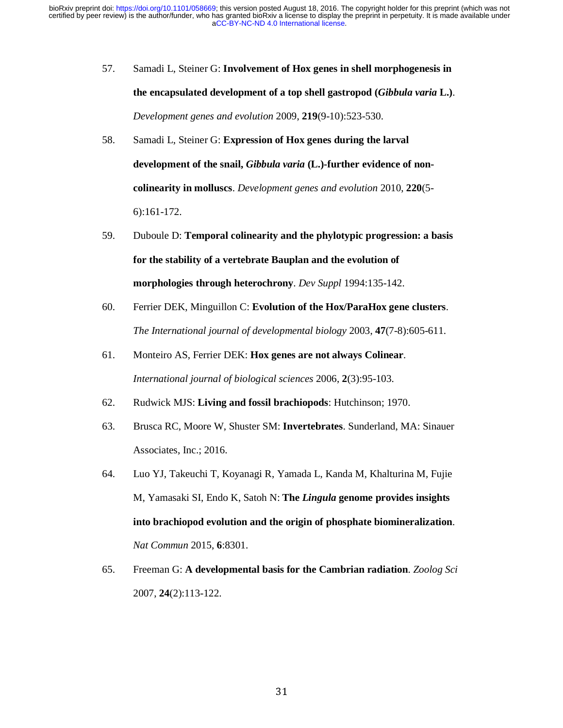57. Samadi L, Steiner G: **Involvement of Hox genes in shell morphogenesis in the encapsulated development of a top shell gastropod (*Gibbula varia* L.)**. *Development genes and evolution* 2009, **219**(9-10):523-530.

58. Samadi L, Steiner G: **Expression of Hox genes during the larval development of the snail, *Gibbula varia* (L.)-further evidence of non-colinearity in molluscs**. *Development genes and evolution* 2010, **220**(5-6):161-172.

59. Duboule D: **Temporal colinearity and the phylotypic progression: a basis for the stability of a vertebrate Bauplan and the evolution of morphologies through heterochrony**. *Dev Suppl* 1994:135-142.

60. Ferrier DEK, Minguillon C: **Evolution of the Hox/ParaHox gene clusters**. *The International journal of developmental biology* 2003, **47**(7-8):605-611.

61. Monteiro AS, Ferrier DEK: **Hox genes are not always Colinear**. *International journal of biological sciences* 2006, **2**(3):95-103.

62. Rudwick MJS: **Living and fossil brachiopods**: Hutchinson; 1970.

63. Brusca RC, Moore W, Shuster SM: **Invertebrates**. Sunderland, MA: Sinauer Associates, Inc.; 2016.

64. Luo YJ, Takeuchi T, Koyanagi R, Yamada L, Kanda M, Khalturina M, Fujie M, Yamasaki SI, Endo K, Satoh N: **The *Lingula* genome provides insights into brachiopod evolution and the origin of phosphate biomineralization**. *Nat Commun* 2015, **6**:8301.

65. Freeman G: **A developmental basis for the Cambrian radiation**. *Zoolog Sci* 2007, **24**(2):113-122.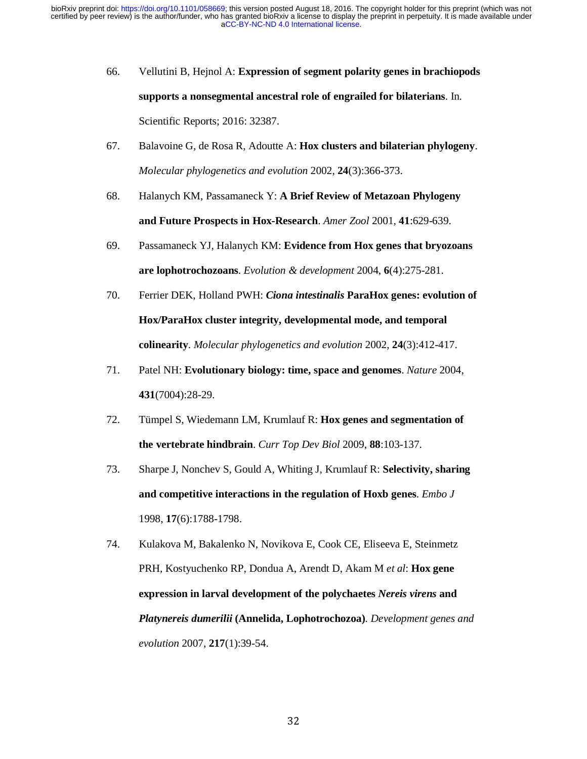66. Vellutini B, Hejnol A: **Expression of segment polarity genes in brachiopods supports a nonsegmental ancestral role of engrailed for bilaterians**. In. Scientific Reports; 2016: 32387.

67. Balavoine G, de Rosa R, Adoutte A: **Hox clusters and bilaterian phylogeny**. *Molecular phylogenetics and evolution* 2002, **24**(3):366-373.

68. Halanych KM, Passamaneck Y: **A Brief Review of Metazoan Phylogeny and Future Prospects in Hox-Research**. *Amer Zool* 2001, **41**:629-639.

69. Passamaneck YJ, Halanych KM: **Evidence from Hox genes that bryozoans are lophotrochozoans**. *Evolution & development* 2004, **6**(4):275-281.

70. Ferrier DEK, Holland PWH: ***Ciona intestinalis* ParaHox genes: evolution of Hox/ParaHox cluster integrity, developmental mode, and temporal colinearity**. *Molecular phylogenetics and evolution* 2002, **24**(3):412-417.

71. Patel NH: **Evolutionary biology: time, space and genomes**. *Nature* 2004, **431**(7004):28-29.

72. Tümpel S, Wiedemann LM, Krumlauf R: **Hox genes and segmentation of the vertebrate hindbrain**. *Curr Top Dev Biol* 2009, **88**:103-137.

73. Sharpe J, Nonchev S, Gould A, Whiting J, Krumlauf R: **Selectivity, sharing and competitive interactions in the regulation of Hoxb genes**. *Embo J* 1998, **17**(6):1788-1798.

74. Kulakova M, Bakalenko N, Novikova E, Cook CE, Eliseeva E, Steinmetz PRH, Kostyuchenko RP, Dondua A, Arendt D, Akam M *et al*: **Hox gene expression in larval development of the polychaetes *Nereis virens* and *Platynereis dumerilii* (Annelida, Lophotrochozoa)**. *Development genes and evolution* 2007, **217**(1):39-54.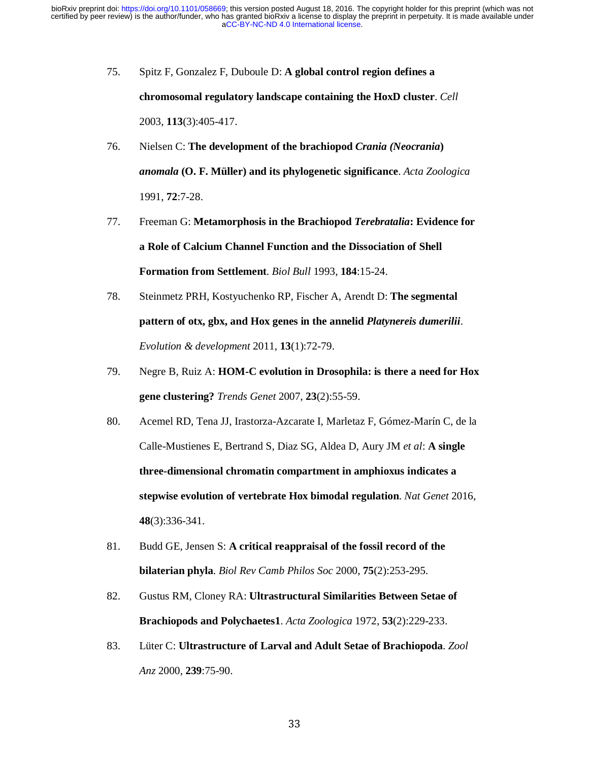75. Spitz F, Gonzalez F, Duboule D: **A global control region defines a chromosomal regulatory landscape containing the HoxD cluster**. *Cell* 2003, **113**(3):405-417.

76. Nielsen C: **The development of the brachiopod *Crania (Neocrania) anomala* (O. F. Müller) and its phylogenetic significance**. *Acta Zoologica* 1991, **72**:7-28.

77. Freeman G: **Metamorphosis in the Brachiopod *Terebratalia*: Evidence for a Role of Calcium Channel Function and the Dissociation of Shell Formation from Settlement**. *Biol Bull* 1993, **184**:15-24.

78. Steinmetz PRH, Kostyuchenko RP, Fischer A, Arendt D: **The segmental pattern of otx, gbx, and Hox genes in the annelid *Platynereis dumerilii***. *Evolution & development* 2011, **13**(1):72-79.

79. Negre B, Ruiz A: **HOM-C evolution in Drosophila: is there a need for Hox gene clustering?** *Trends Genet* 2007, **23**(2):55-59.

80. Acemel RD, Tena JJ, Irastorza-Azcarate I, Marletaz F, Gómez-Marín C, de la Calle-Mustienes E, Bertrand S, Diaz SG, Aldea D, Aury JM *et al*: **A single three-dimensional chromatin compartment in amphioxus indicates a stepwise evolution of vertebrate Hox bimodal regulation**. *Nat Genet* 2016, **48**(3):336-341.

81. Budd GE, Jensen S: **A critical reappraisal of the fossil record of the bilaterian phyla**. *Biol Rev Camb Philos Soc* 2000, **75**(2):253-295.

82. Gustus RM, Cloney RA: **Ultrastructural Similarities Between Setae of Brachiopods and Polychaetes1**. *Acta Zoologica* 1972, **53**(2):229-233.

83. Lüter C: **Ultrastructure of Larval and Adult Setae of Brachiopoda**. *Zool Anz* 2000, **239**:75-90.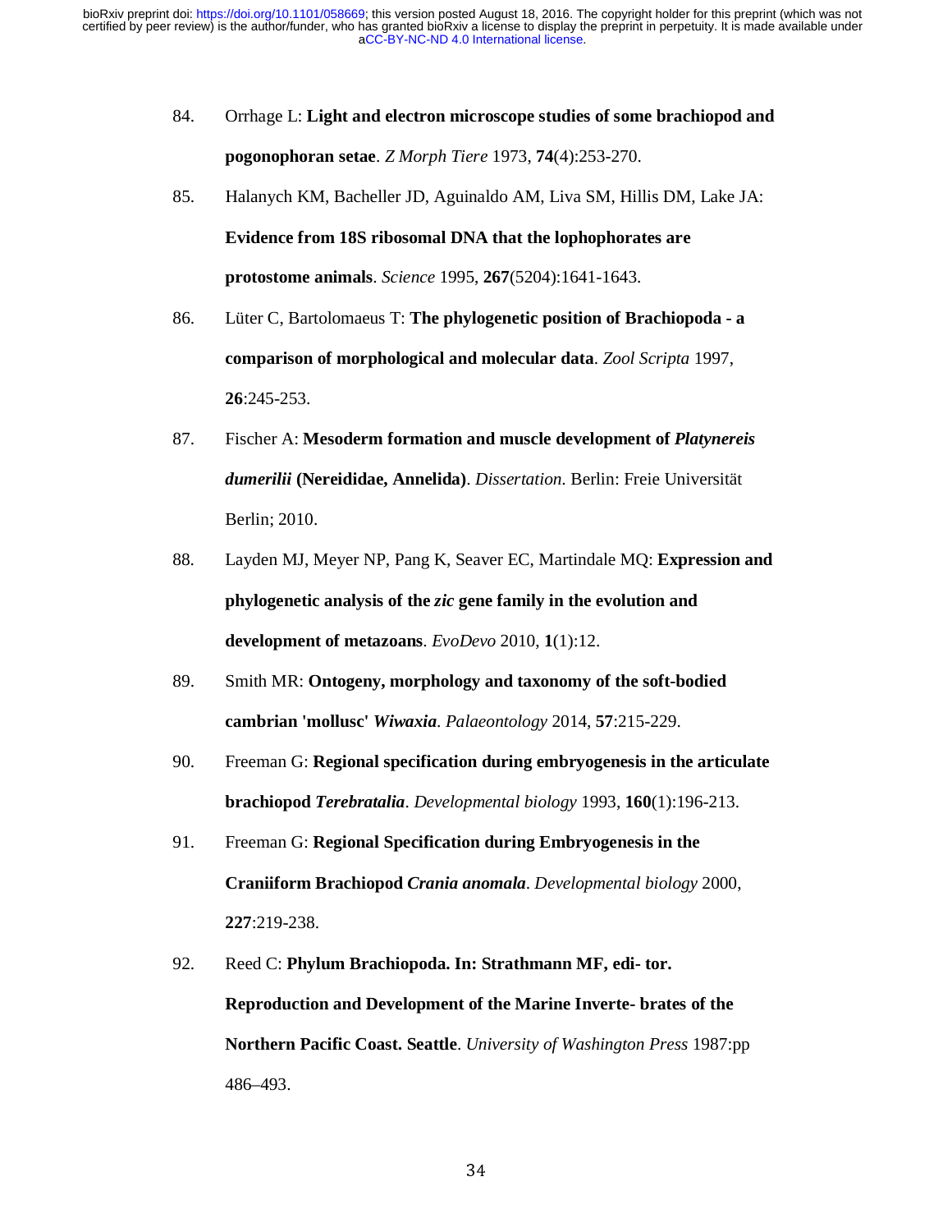84. Orrhage L: **Light and electron microscope studies of some brachiopod and pogonophoran setae**. *Z Morph Tiere* 1973, **74**(4):253-270.

85. Halanych KM, Bacheller JD, Aguinaldo AM, Liva SM, Hillis DM, Lake JA: **Evidence from 18S ribosomal DNA that the lophophorates are protostome animals**. *Science* 1995, **267**(5204):1641-1643.

86. Lüter C, Bartolomaeus T: **The phylogenetic position of Brachiopoda - a comparison of morphological and molecular data**. *Zool Scripta* 1997, **26**:245-253.

87. Fischer A: **Mesoderm formation and muscle development of *Platynereis dumerilii* (Nereididae, Annelida)**. *Dissertation.* Berlin: Freie Universität Berlin; 2010.

88. Layden MJ, Meyer NP, Pang K, Seaver EC, Martindale MQ: **Expression and phylogenetic analysis of the *zic* gene family in the evolution and development of metazoans**. *EvoDevo* 2010, **1**(1):12.

89. Smith MR: **Ontogeny, morphology and taxonomy of the soft-bodied cambrian 'mollusc' *Wiwaxia***. *Palaeontology* 2014, **57**:215-229.

90. Freeman G: **Regional specification during embryogenesis in the articulate brachiopod *Terebratalia***. *Developmental biology* 1993, **160**(1):196-213.

91. Freeman G: **Regional Specification during Embryogenesis in the Craniiform Brachiopod *Crania anomala***. *Developmental biology* 2000, **227**:219-238.

92. Reed C: **Phylum Brachiopoda. In: Strathmann MF, edi- tor. Reproduction and Development of the Marine Inverte- brates of the Northern Pacific Coast. Seattle**. *University of Washington Press* 1987:pp 486–493.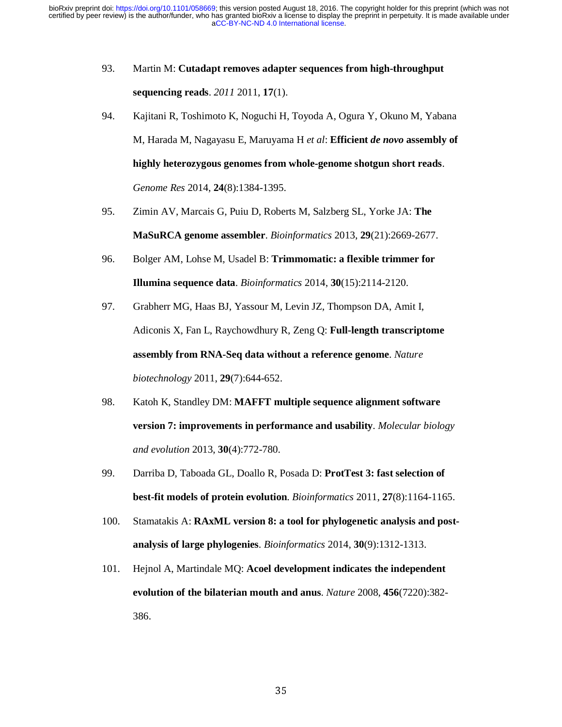93. Martin M: **Cutadapt removes adapter sequences from high-throughput sequencing reads**. *2011* 2011, **17**(1).

94. Kajitani R, Toshimoto K, Noguchi H, Toyoda A, Ogura Y, Okuno M, Yabana M, Harada M, Nagayasu E, Maruyama H *et al*: **Efficient *de novo* assembly of highly heterozygous genomes from whole-genome shotgun short reads**. *Genome Res* 2014, **24**(8):1384-1395.

95. Zimin AV, Marcais G, Puiu D, Roberts M, Salzberg SL, Yorke JA: **The MaSuRCA genome assembler**. *Bioinformatics* 2013, **29**(21):2669-2677.

96. Bolger AM, Lohse M, Usadel B: **Trimmomatic: a flexible trimmer for Illumina sequence data**. *Bioinformatics* 2014, **30**(15):2114-2120.

97. Grabherr MG, Haas BJ, Yassour M, Levin JZ, Thompson DA, Amit I, Adiconis X, Fan L, Raychowdhury R, Zeng Q: **Full-length transcriptome assembly from RNA-Seq data without a reference genome**. *Nature biotechnology* 2011, **29**(7):644-652.

98. Katoh K, Standley DM: **MAFFT multiple sequence alignment software version 7: improvements in performance and usability**. *Molecular biology and evolution* 2013, **30**(4):772-780.

99. Darriba D, Taboada GL, Doallo R, Posada D: **ProtTest 3: fast selection of best-fit models of protein evolution**. *Bioinformatics* 2011, **27**(8):1164-1165.

100. Stamatakis A: **RAxML version 8: a tool for phylogenetic analysis and post-analysis of large phylogenies**. *Bioinformatics* 2014, **30**(9):1312-1313.

101. Hejnol A, Martindale MQ: **Acoel development indicates the independent evolution of the bilaterian mouth and anus**. *Nature* 2008, **456**(7220):382-386.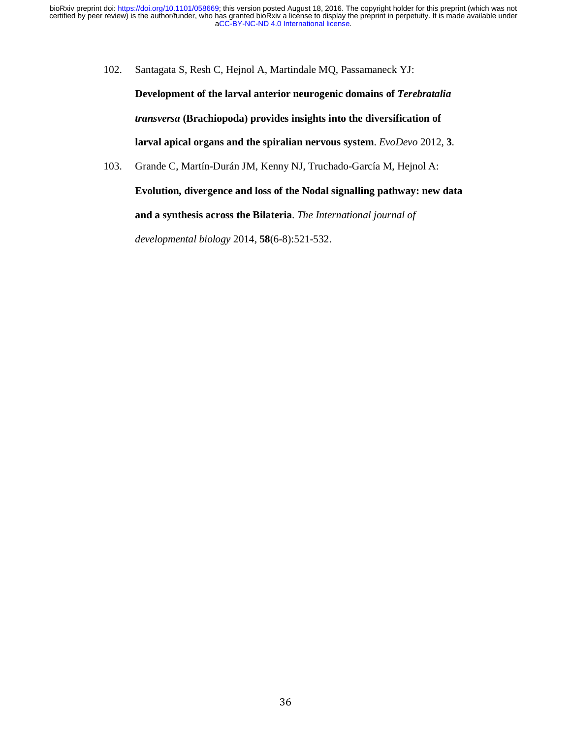102. Santagata S, Resh C, Hejnol A, Martindale MQ, Passamaneck YJ: **Development of the larval anterior neurogenic domains of *Terebratalia transversa* (Brachiopoda) provides insights into the diversification of larval apical organs and the spiralian nervous system**. *EvoDevo* 2012, **3**.

103. Grande C, Martín-Durán JM, Kenny NJ, Truchado-García M, Hejnol A: **Evolution, divergence and loss of the Nodal signalling pathway: new data and a synthesis across the Bilateria**. *The International journal of developmental biology* 2014, **58**(6-8):521-532.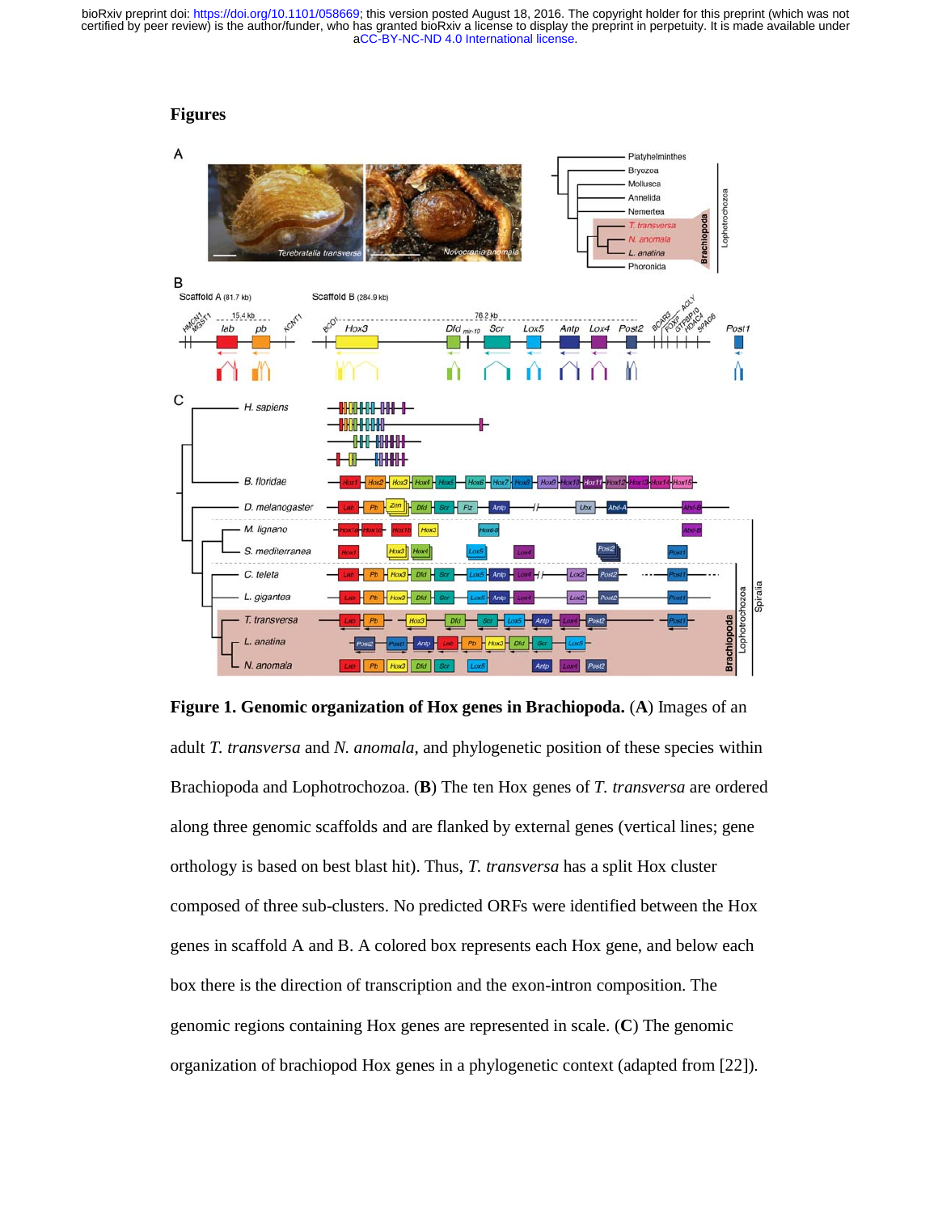# Figures

**Figure 1. Genomic organization of Hox genes in Brachiopoda.** (**A**) Images of an adult *T. transversa* and *N. anomala*, and phylogenetic position of these species within Brachiopoda and Lophotrochozoa. (**B**) The ten Hox genes of *T. transversa* are ordered along three genomic scaffolds and are flanked by external genes (vertical lines; gene orthology is based on best blast hit). Thus, *T. transversa* has a split Hox cluster composed of three sub-clusters. No predicted ORFs were identified between the Hox genes in scaffold A and B. A colored box represents each Hox gene, and below each box there is the direction of transcription and the exon-intron composition. The genomic regions containing Hox genes are represented in scale. (**C**) The genomic organization of brachiopod Hox genes in a phylogenetic context (adapted from [22]).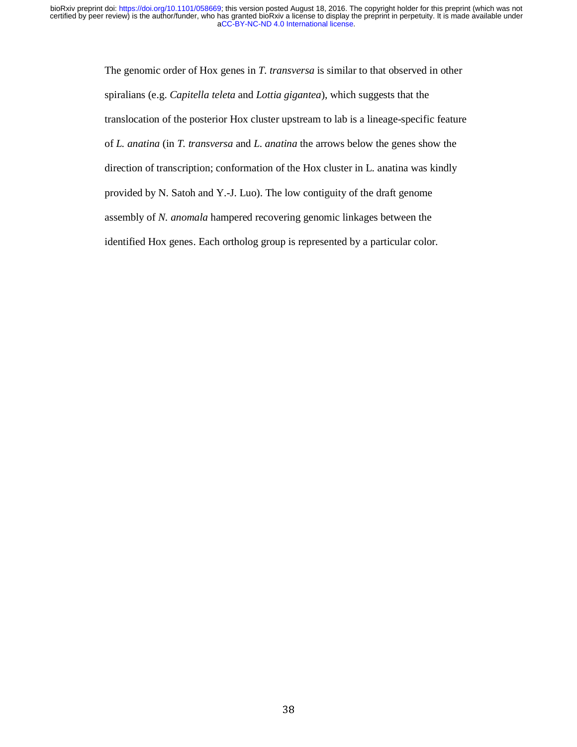The genomic order of Hox genes in *T. transversa* is similar to that observed in other spiralians (e.g. *Capitella teleta* and *Lottia gigantea*), which suggests that the translocation of the posterior Hox cluster upstream to lab is a lineage-specific feature of *L. anatina* (in *T. transversa* and *L. anatina* the arrows below the genes show the direction of transcription; conformation of the Hox cluster in L. anatina was kindly provided by N. Satoh and Y.-J. Luo). The low contiguity of the draft genome assembly of *N. anomala* hampered recovering genomic linkages between the identified Hox genes. Each ortholog group is represented by a particular color.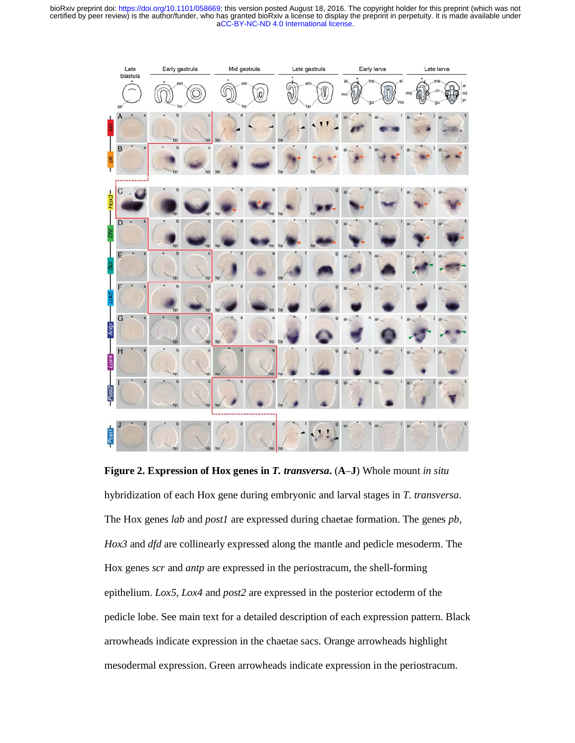**Figure 2. Expression of Hox genes in *T. transversa*.** (**A**–**J**) Whole mount *in situ* hybridization of each Hox gene during embryonic and larval stages in *T. transversa*. The Hox genes *lab* and *post1* are expressed during chaetae formation. The genes *pb*, *Hox3* and *dfd* are collinearly expressed along the mantle and pedicle mesoderm. The Hox genes *scr* and *antp* are expressed in the periostracum, the shell-forming epithelium. *Lox5*, *Lox4* and *post2* are expressed in the posterior ectoderm of the pedicle lobe. See main text for a detailed description of each expression pattern. Black arrowheads indicate expression in the chaetae sacs. Orange arrowheads highlight mesodermal expression. Green arrowheads indicate expression in the periostracum.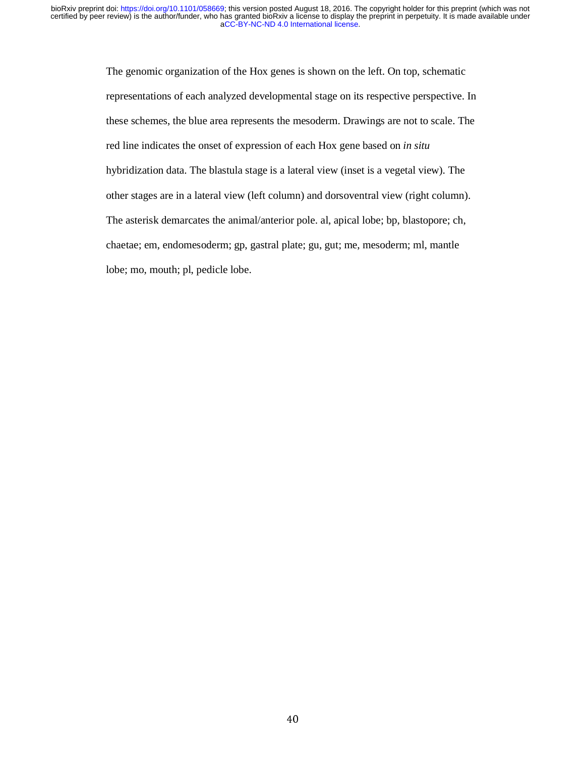The genomic organization of the Hox genes is shown on the left. On top, schematic representations of each analyzed developmental stage on its respective perspective. In these schemes, the blue area represents the mesoderm. Drawings are not to scale. The red line indicates the onset of expression of each Hox gene based on *in situ* hybridization data. The blastula stage is a lateral view (inset is a vegetal view). The other stages are in a lateral view (left column) and dorsoventral view (right column). The asterisk demarcates the animal/anterior pole. al, apical lobe; bp, blastopore; ch, chaetae; em, endomesoderm; gp, gastral plate; gu, gut; me, mesoderm; ml, mantle lobe; mo, mouth; pl, pedicle lobe.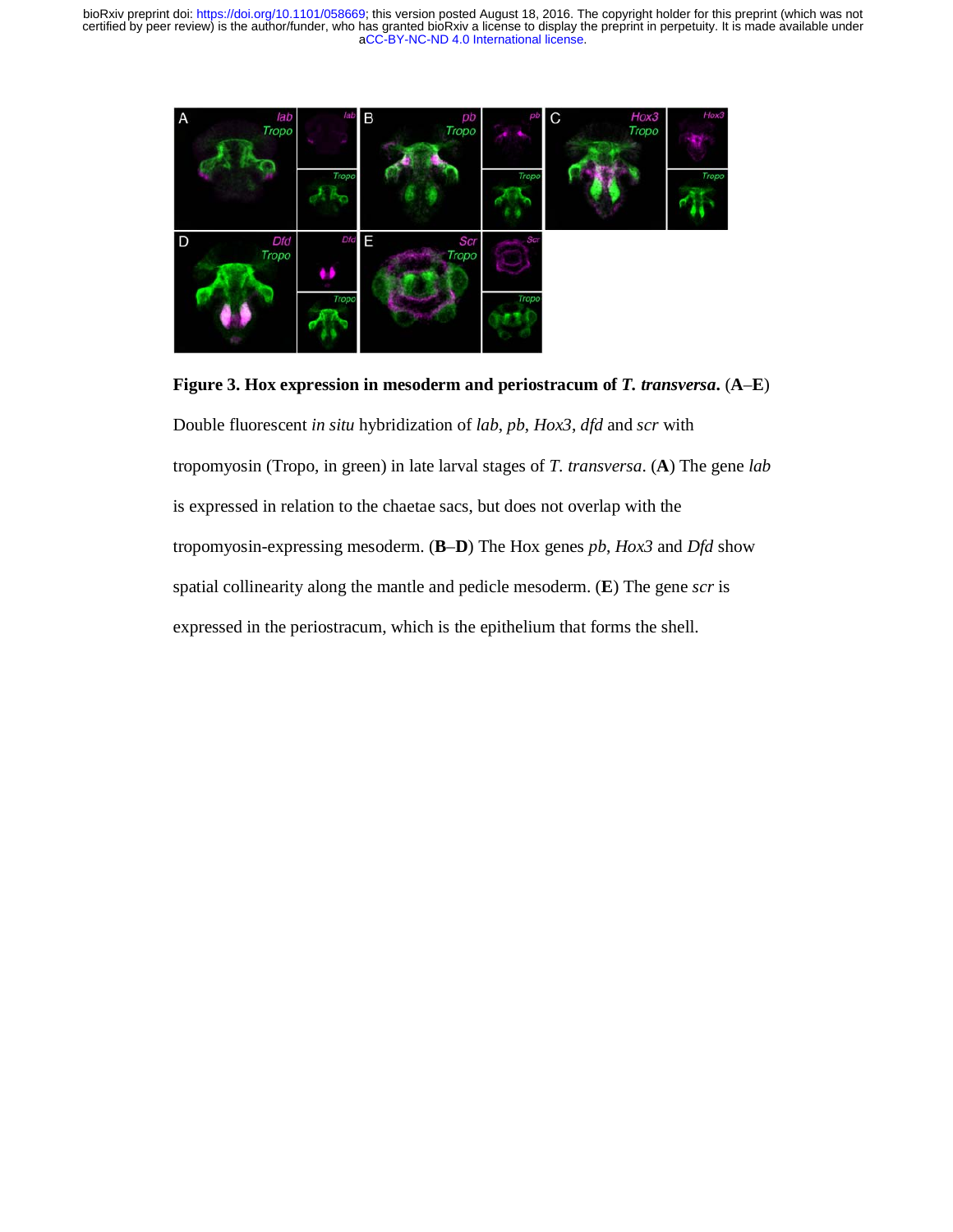**Figure 3. Hox expression in mesoderm and periostracum of *T. transversa*.** (**A**–**E**) Double fluorescent *in situ* hybridization of *lab*, *pb*, *Hox3*, *dfd* and *scr* with tropomyosin (Tropo, in green) in late larval stages of *T. transversa*. (**A**) The gene *lab* is expressed in relation to the chaetae sacs, but does not overlap with the tropomyosin-expressing mesoderm. (**B**–**D**) The Hox genes *pb*, *Hox3* and *Dfd* show spatial collinearity along the mantle and pedicle mesoderm. (**E**) The gene *scr* is expressed in the periostracum, which is the epithelium that forms the shell.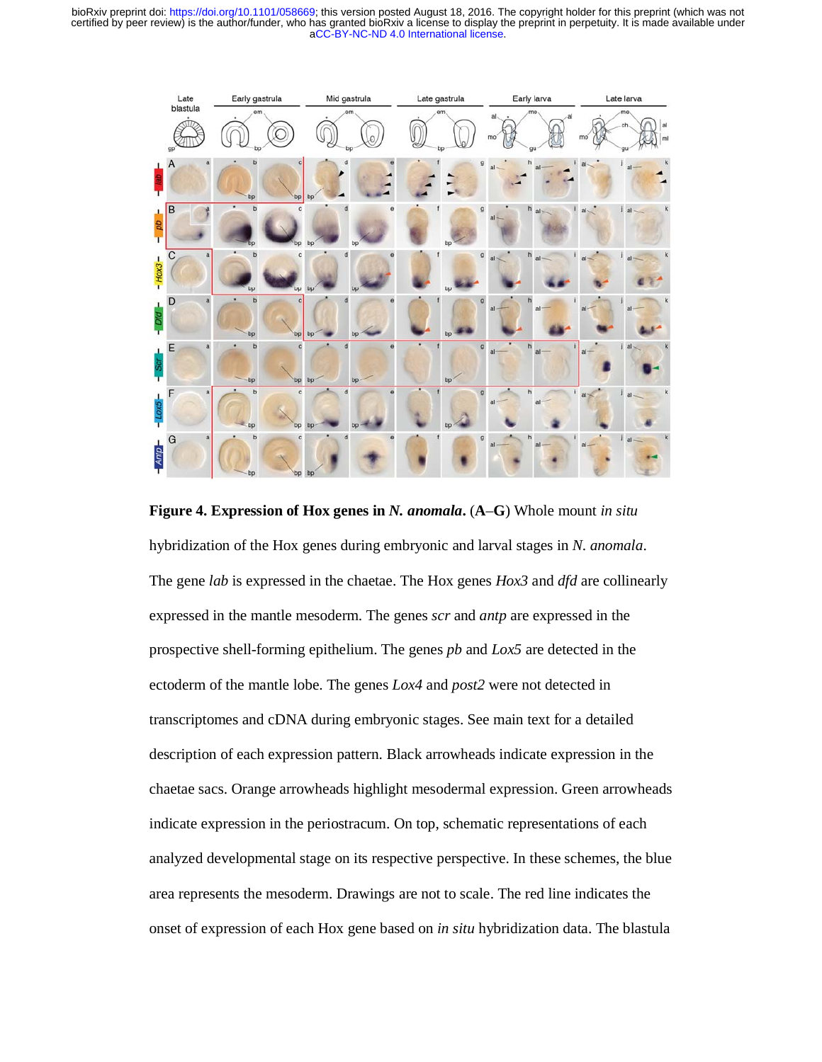**Figure 4. Expression of Hox genes in *N. anomala*.** (**A**–**G**) Whole mount *in situ* hybridization of the Hox genes during embryonic and larval stages in *N. anomala*. The gene *lab* is expressed in the chaetae. The Hox genes *Hox3* and *dfd* are collinearly expressed in the mantle mesoderm. The genes *scr* and *antp* are expressed in the prospective shell-forming epithelium. The genes *pb* and *Lox5* are detected in the ectoderm of the mantle lobe. The genes *Lox4* and *post2* were not detected in transcriptomes and cDNA during embryonic stages. See main text for a detailed description of each expression pattern. Black arrowheads indicate expression in the chaetae sacs. Orange arrowheads highlight mesodermal expression. Green arrowheads indicate expression in the periostracum. On top, schematic representations of each analyzed developmental stage on its respective perspective. In these schemes, the blue area represents the mesoderm. Drawings are not to scale. The red line indicates the onset of expression of each Hox gene based on *in situ* hybridization data. The blastula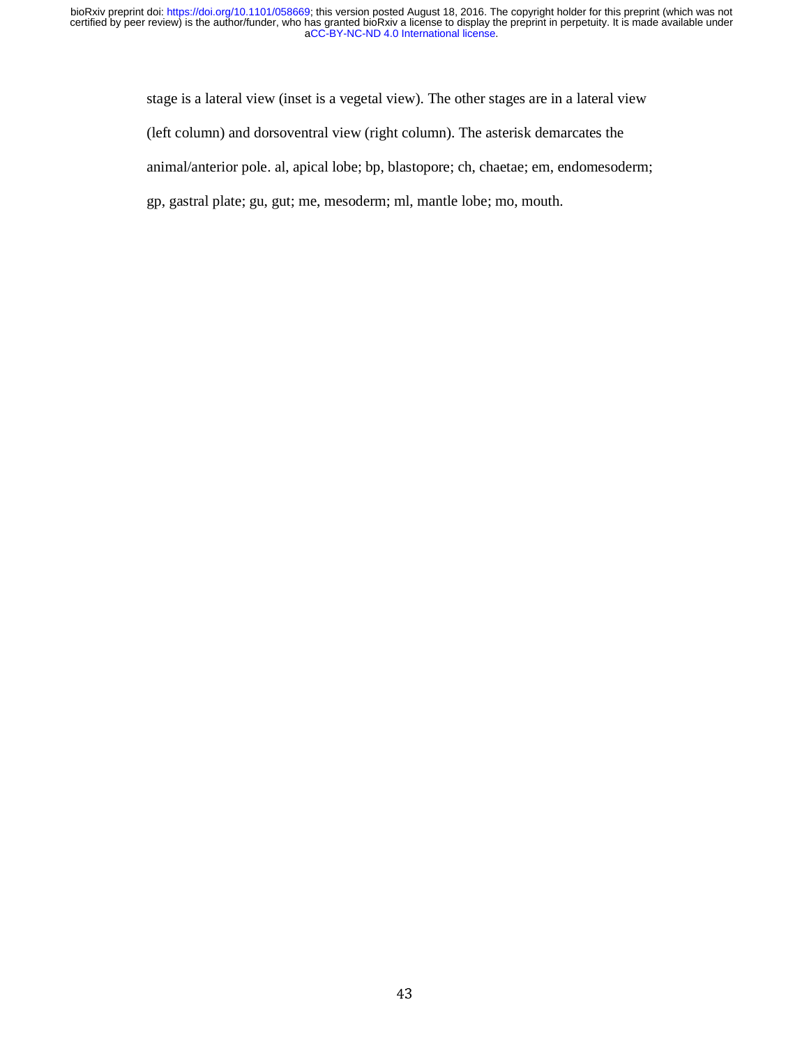stage is a lateral view (inset is a vegetal view). The other stages are in a lateral view (left column) and dorsoventral view (right column). The asterisk demarcates the animal/anterior pole. al, apical lobe; bp, blastopore; ch, chaetae; em, endomesoderm; gp, gastral plate; gu, gut; me, mesoderm; ml, mantle lobe; mo, mouth.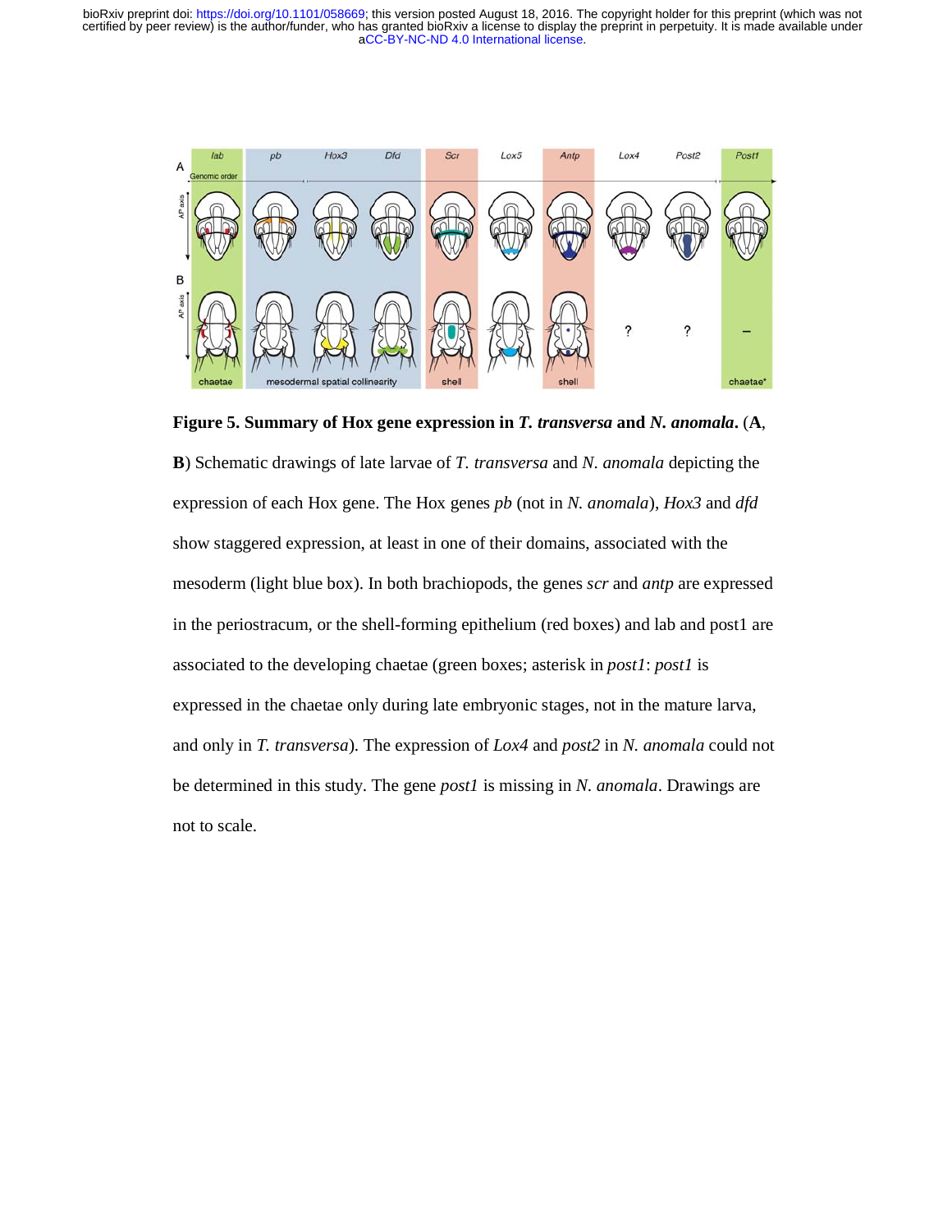**Figure 5. Summary of Hox gene expression in *T. transversa* and *N. anomala*.** (**A**, **B**) Schematic drawings of late larvae of *T. transversa* and *N. anomala* depicting the expression of each Hox gene. The Hox genes *pb* (not in *N. anomala*), *Hox3* and *dfd* show staggered expression, at least in one of their domains, associated with the mesoderm (light blue box). In both brachiopods, the genes *scr* and *antp* are expressed in the periostracum, or the shell-forming epithelium (red boxes) and lab and post1 are associated to the developing chaetae (green boxes; asterisk in *post1*: *post1* is expressed in the chaetae only during late embryonic stages, not in the mature larva, and only in *T. transversa*). The expression of *Lox4* and *post2* in *N. anomala* could not be determined in this study. The gene *post1* is missing in *N. anomala*. Drawings are not to scale.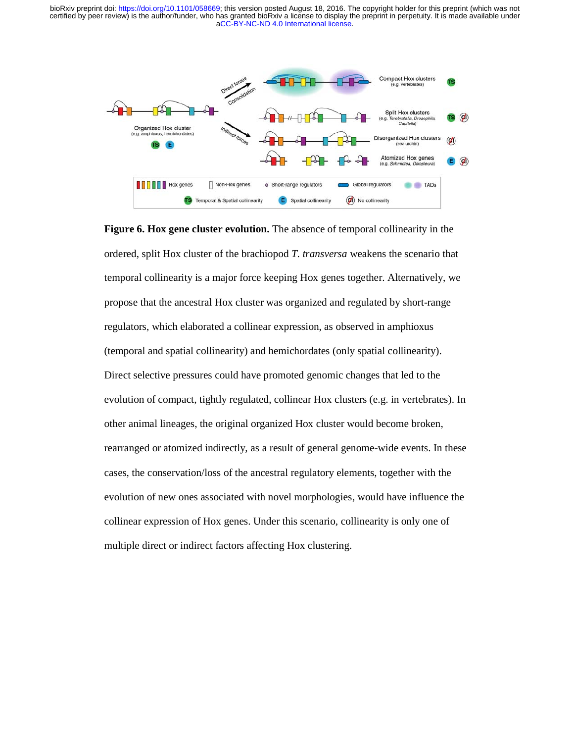Organized Hox cluster
(e.g. amphioxus, hemichordates)
TS E

Direct forces
Consolidation

Indirect forces

Compact Hox clusters
(e.g. vertebrates)
TS

Split Hox clusters
(e.g. *Terebratalia, Drosophila, Capitella*)
TS

Disorganized Hox clusters
(sea urchin)

Atomized Hox genes
(e.g. *Schmidtea, Oikopleura*)
E

Hox genes
Non-Hox genes
Short-range regulators
Global regulators
TADs
TS Temporal & Spatial collinearity
E Spatial collinearity
No collinearity

**Figure 6. Hox gene cluster evolution.** The absence of temporal collinearity in the ordered, split Hox cluster of the brachiopod *T. transversa* weakens the scenario that temporal collinearity is a major force keeping Hox genes together. Alternatively, we propose that the ancestral Hox cluster was organized and regulated by short-range regulators, which elaborated a collinear expression, as observed in amphioxus (temporal and spatial collinearity) and hemichordates (only spatial collinearity). Direct selective pressures could have promoted genomic changes that led to the evolution of compact, tightly regulated, collinear Hox clusters (e.g. in vertebrates). In other animal lineages, the original organized Hox cluster would become broken, rearranged or atomized indirectly, as a result of general genome-wide events. In these cases, the conservation/loss of the ancestral regulatory elements, together with the evolution of new ones associated with novel morphologies, would have influence the collinear expression of Hox genes. Under this scenario, collinearity is only one of multiple direct or indirect factors affecting Hox clustering.